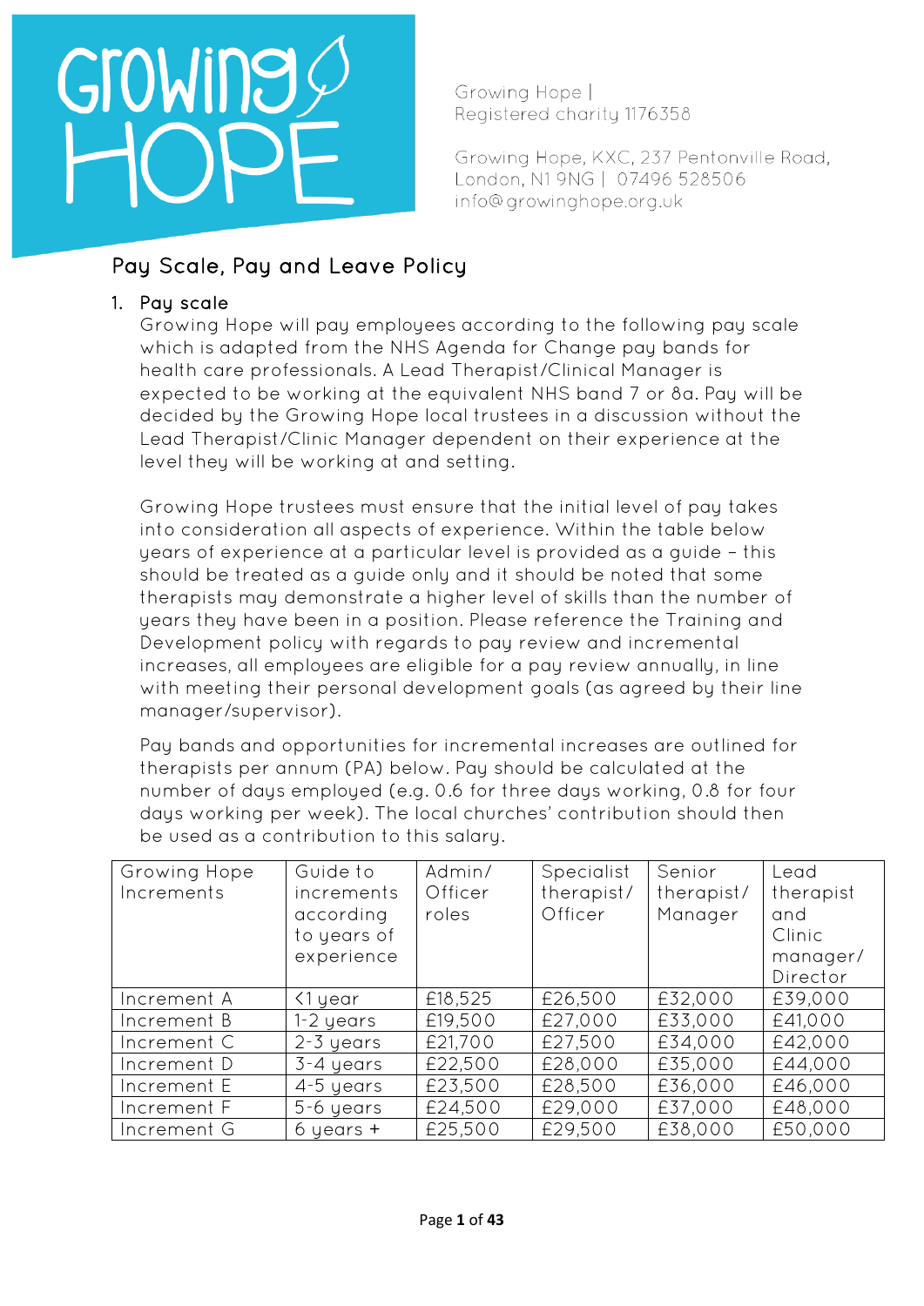Growing Hope | Registered charity 1176358

Growing Hope, KXC, 237 Pentonville Road, London, N1 9NG | 07496 528506
info@growinghope.org.uk

# Pay Scale, Pay and Leave Policy

## 1. Pay scale

Growing Hope will pay employees according to the following pay scale which is adapted from the NHS Agenda for Change pay bands for health care professionals. A Lead Therapist/Clinical Manager is expected to be working at the equivalent NHS band 7 or 8a. Pay will be decided by the Growing Hope local trustees in a discussion without the Lead Therapist/Clinic Manager dependent on their experience at the level they will be working at and setting.

Growing Hope trustees must ensure that the initial level of pay takes into consideration all aspects of experience. Within the table below years of experience at a particular level is provided as a guide – this should be treated as a guide only and it should be noted that some therapists may demonstrate a higher level of skills than the number of years they have been in a position. Please reference the Training and Development policy with regards to pay review and incremental increases, all employees are eligible for a pay review annually, in line with meeting their personal development goals (as agreed by their line manager/supervisor).

Pay bands and opportunities for incremental increases are outlined for therapists per annum (PA) below. Pay should be calculated at the number of days employed (e.g. 0.6 for three days working, 0.8 for four days working per week). The local churches' contribution should then be used as a contribution to this salary.

| Growing Hope Increments | Guide to increments according to years of experience | Admin/ Officer roles | Specialist therapist/ Officer | Senior therapist/ Manager | Lead therapist and Clinic manager/ Director |
|---|---|---|---|---|---|
| Increment A | <1 year | £18,525 | £26,500 | £32,000 | £39,000 |
| Increment B | 1-2 years | £19,500 | £27,000 | £33,000 | £41,000 |
| Increment C | 2-3 years | £21,700 | £27,500 | £34,000 | £42,000 |
| Increment D | 3-4 years | £22,500 | £28,000 | £35,000 | £44,000 |
| Increment E | 4-5 years | £23,500 | £28,500 | £36,000 | £46,000 |
| Increment F | 5-6 years | £24,500 | £29,000 | £37,000 | £48,000 |
| Increment G | 6 years + | £25,500 | £29,500 | £38,000 | £50,000 |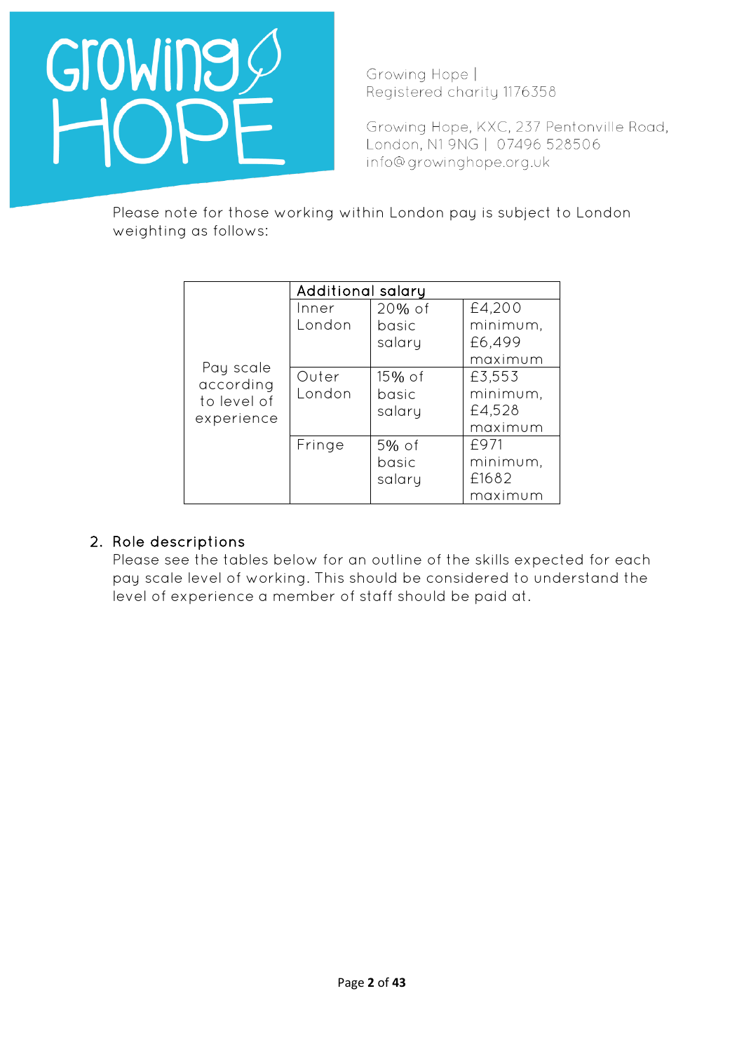Growing Hope |
Registered charity 1176358

Growing Hope, KXC, 237 Pentonville Road, London, N1 9NG | 07496 528506
info@growinghope.org.uk

Please note for those working within London pay is subject to London weighting as follows:

| | Additional salary | | |
|---|---|---|---|
| Pay scale according to level of experience | Inner London | 20% of basic salary | £4,200 minimum, £6,499 maximum |
| | Outer London | 15% of basic salary | £3,553 minimum, £4,528 maximum |
| | Fringe | 5% of basic salary | £971 minimum, £1682 maximum |

## 2. Role descriptions

Please see the tables below for an outline of the skills expected for each pay scale level of working. This should be considered to understand the level of experience a member of staff should be paid at.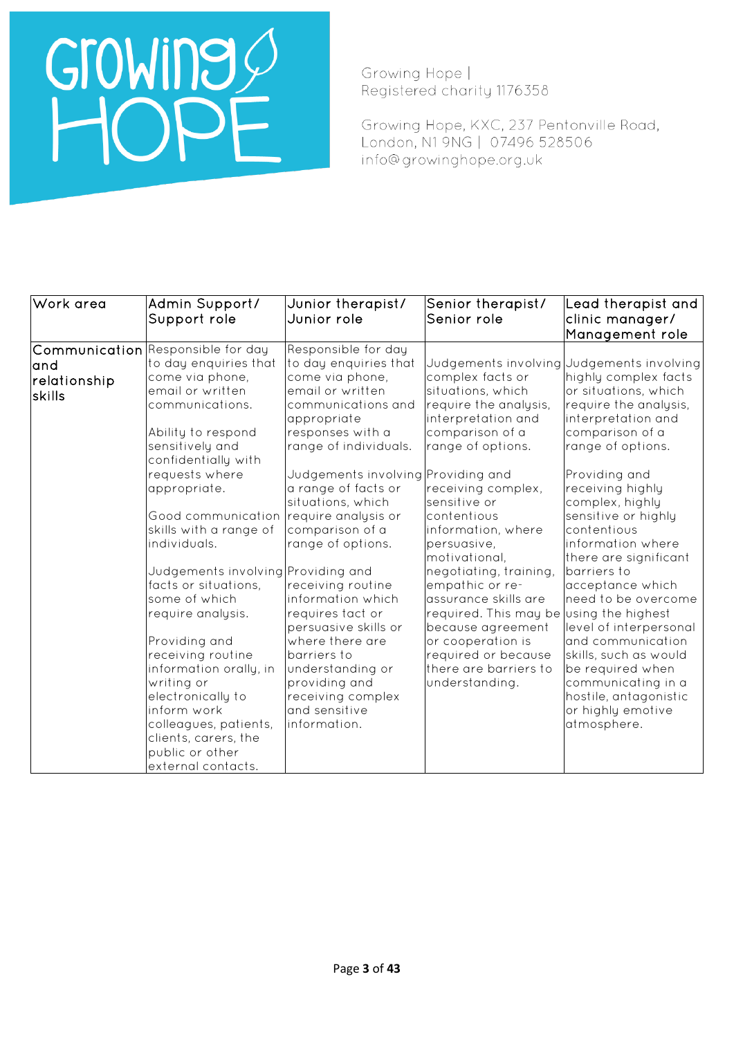Growing Hope | Registered charity 1176358

Growing Hope, KXC, 237 Pentonville Road, London, N1 9NG | 07496 528506 info@growinghope.org.uk

| Work area | Admin Support/ Support role | Junior therapist/ Junior role | Senior therapist/ Senior role | Lead therapist and clinic manager/ Management role |
|---|---|---|---|---|
| Communication and relationship skills | Responsible for day to day enquiries that come via phone, email or written communications.<br><br>Ability to respond sensitively and confidentially with requests where appropriate.<br><br>Good communication skills with a range of individuals.<br><br>Judgements involving facts or situations, some of which require analysis.<br><br>Providing and receiving routine information orally, in writing or electronically to inform work colleagues, patients, clients, carers, the public or other external contacts. | Responsible for day to day enquiries that come via phone, email or written communications and appropriate responses with a range of individuals.<br><br>Judgements involving a range of facts or situations, which require analysis or comparison of a range of options.<br><br>Providing and receiving routine information which requires tact or persuasive skills or where there are barriers to understanding or providing and receiving complex and sensitive information. | Judgements involving complex facts or situations, which require the analysis, interpretation and comparison of a range of options.<br><br>Providing and receiving complex, sensitive or contentious information, where persuasive, motivational, negotiating, training, empathic or re-assurance skills are required. This may be because agreement or cooperation is required or because there are barriers to understanding. | Judgements involving highly complex facts or situations, which require the analysis, interpretation and comparison of a range of options.<br><br>Providing and receiving highly complex, highly sensitive or highly contentious information where there are significant barriers to acceptance which need to be overcome using the highest level of interpersonal and communication skills, such as would be required when communicating in a hostile, antagonistic or highly emotive atmosphere. |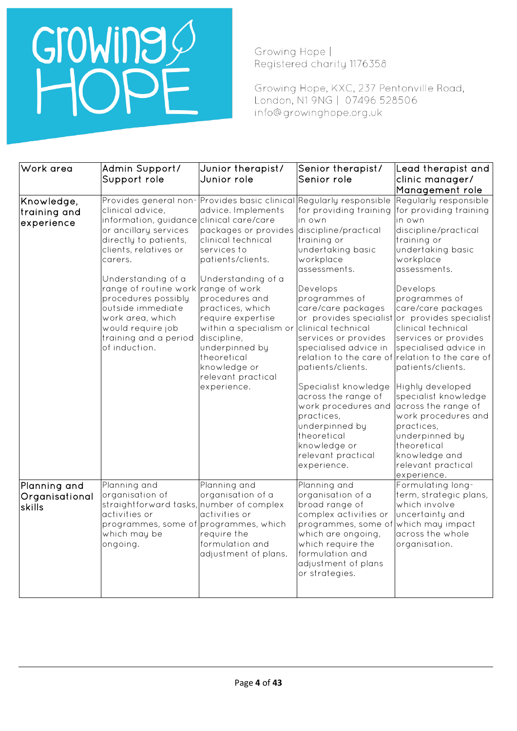Growing Hope |
Registered charity 1176358

Growing Hope, KXC, 237 Pentonville Road, London, N1 9NG | 07496 528506
info@growinghope.org.uk

| Work area | Admin Support/ Support role | Junior therapist/ Junior role | Senior therapist/ Senior role | Lead therapist and clinic manager/ Management role |
|---|---|---|---|---|
| Knowledge, training and experience | Provides general non-clinical advice, information, guidance or ancillary services directly to patients, clients, relatives or carers.<br><br>Understanding of a range of routine work procedures possibly outside immediate work area, which would require job training and a period of induction. | Provides basic clinical advice. Implements clinical care/care packages or provides clinical technical services to patients/clients.<br><br>Understanding of a range of work procedures and practices, which require expertise within a specialism or discipline, underpinned by theoretical knowledge or relevant practical experience. | Regularly responsible for providing training in own discipline/practical training or undertaking basic workplace assessments.<br><br>Develops programmes of care/care packages or provides specialist clinical technical services or provides specialised advice in relation to the care of patients/clients.<br><br>Specialist knowledge across the range of work procedures and practices, underpinned by theoretical knowledge or relevant practical experience. | Regularly responsible for providing training in own discipline/practical training or undertaking basic workplace assessments.<br><br>Develops programmes of care/care packages or provides specialist clinical technical services or provides specialised advice in relation to the care of patients/clients.<br><br>Highly developed specialist knowledge across the range of work procedures and practices, underpinned by theoretical knowledge and relevant practical experience. |
| Planning and Organisational skills | Planning and organisation of straightforward tasks, activities or programmes, some of which may be ongoing. | Planning and organisation of a number of complex activities or programmes, which require the formulation and adjustment of plans. | Planning and organisation of a broad range of complex activities or programmes, some of which are ongoing, which require the formulation and adjustment of plans or strategies. | Formulating long-term, strategic plans, which involve uncertainty and which may impact across the whole organisation. |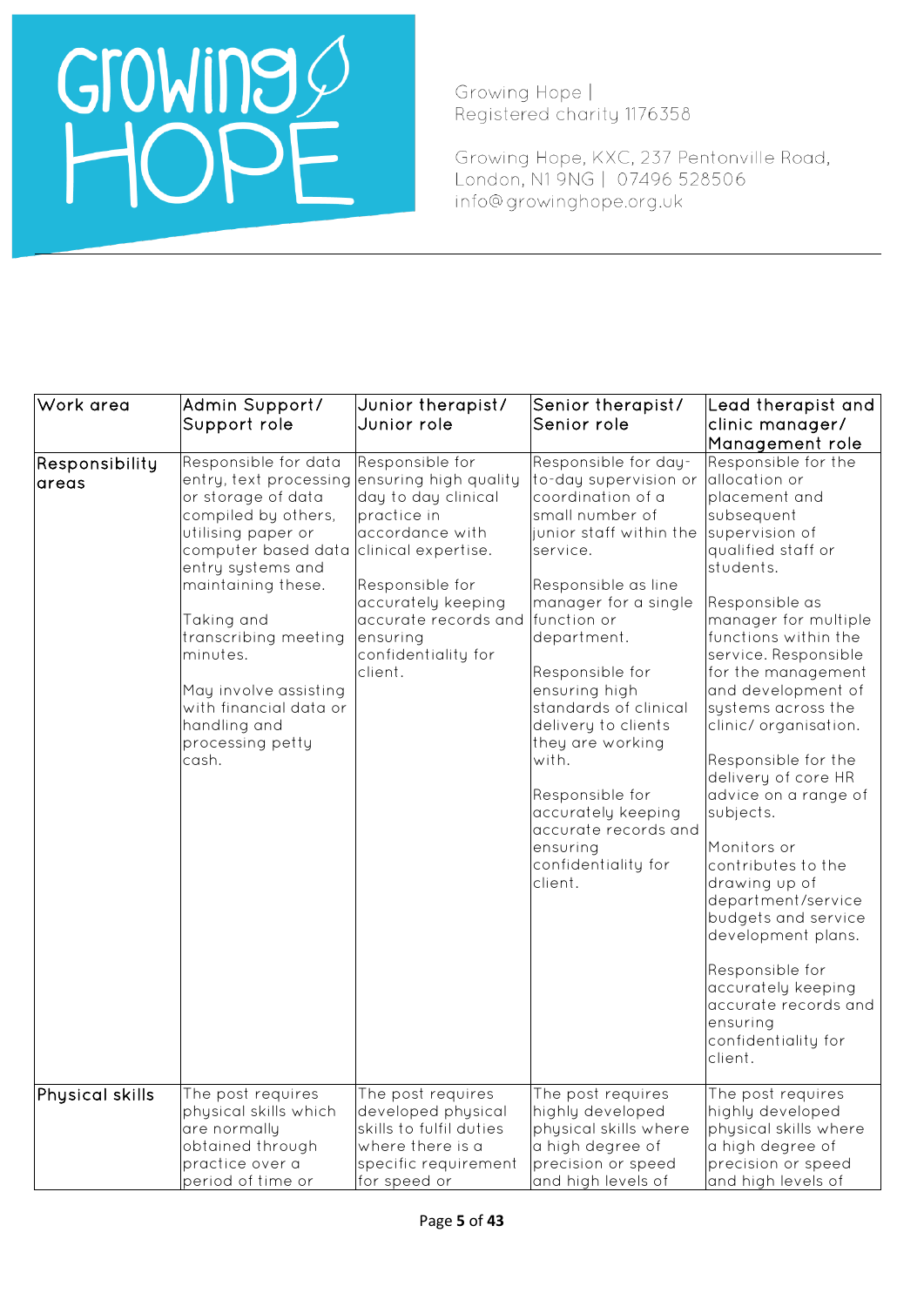Growing Hope |
Registered charity 1176358

Growing Hope, KXC, 237 Pentonville Road, London, N1 9NG | 07496 528506
info@growinghope.org.uk

| Work area | Admin Support/ Support role | Junior therapist/ Junior role | Senior therapist/ Senior role | Lead therapist and clinic manager/ Management role |
|---|---|---|---|---|
| Responsibility areas | Responsible for data entry, text processing or storage of data compiled by others, utilising paper or computer based data entry systems and maintaining these.<br><br>Taking and transcribing meeting minutes.<br><br>May involve assisting with financial data or handling and processing petty cash. | Responsible for ensuring high quality day to day clinical practice in accordance with clinical expertise.<br><br>Responsible for accurately keeping accurate records and ensuring confidentiality for client. | Responsible for day-to-day supervision or coordination of a small number of junior staff within the service.<br><br>Responsible as line manager for a single function or department.<br><br>Responsible for ensuring high standards of clinical delivery to clients they are working with.<br><br>Responsible for accurately keeping accurate records and ensuring confidentiality for client. | Responsible for the allocation or placement and subsequent supervision of qualified staff or students.<br><br>Responsible as manager for multiple functions within the service. Responsible for the management and development of systems across the clinic/ organisation.<br><br>Responsible for the delivery of core HR advice on a range of subjects.<br><br>Monitors or contributes to the drawing up of department/service budgets and service development plans.<br><br>Responsible for accurately keeping accurate records and ensuring confidentiality for client. |
| Physical skills | The post requires physical skills which are normally obtained through practice over a period of time or | The post requires developed physical skills to fulfil duties where there is a specific requirement for speed or | The post requires highly developed physical skills where a high degree of precision or speed and high levels of | The post requires highly developed physical skills where a high degree of precision or speed and high levels of |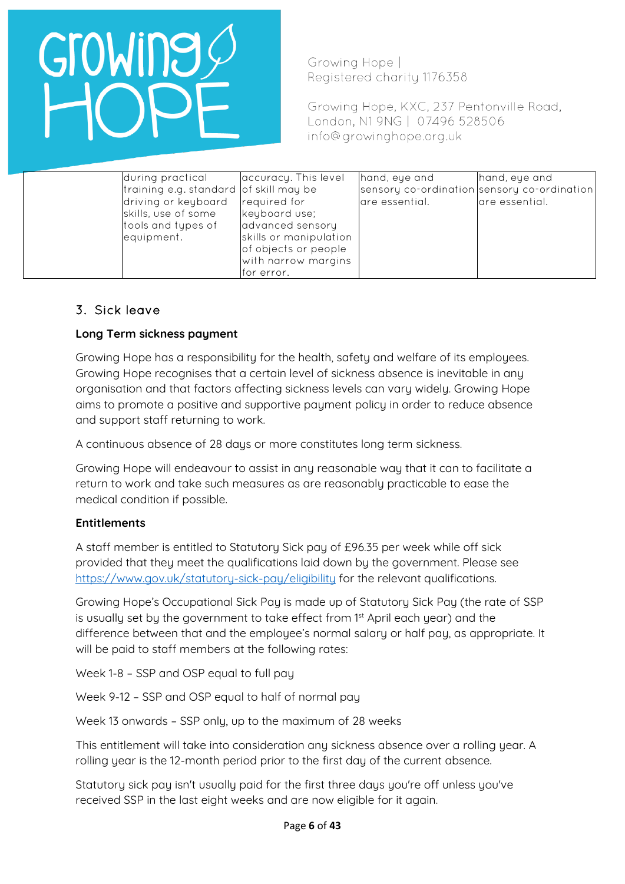| | during practical training e.g. standard driving or keyboard skills, use of some tools and types of equipment. | accuracy. This level of skill may be required for keyboard use; advanced sensory skills or manipulation of objects or people with narrow margins for error. | hand, eye and sensory co-ordination are essential. | hand, eye and sensory co-ordination are essential. |
|---|---|---|---|---|

## 3. Sick leave

### Long Term sickness payment

Growing Hope has a responsibility for the health, safety and welfare of its employees. Growing Hope recognises that a certain level of sickness absence is inevitable in any organisation and that factors affecting sickness levels can vary widely. Growing Hope aims to promote a positive and supportive payment policy in order to reduce absence and support staff returning to work.

A continuous absence of 28 days or more constitutes long term sickness.

Growing Hope will endeavour to assist in any reasonable way that it can to facilitate a return to work and take such measures as are reasonably practicable to ease the medical condition if possible.

### Entitlements

A staff member is entitled to Statutory Sick pay of £96.35 per week while off sick provided that they meet the qualifications laid down by the government. Please see https://www.gov.uk/statutory-sick-pay/eligibility for the relevant qualifications.

Growing Hope's Occupational Sick Pay is made up of Statutory Sick Pay (the rate of SSP is usually set by the government to take effect from 1st April each year) and the difference between that and the employee's normal salary or half pay, as appropriate. It will be paid to staff members at the following rates:

Week 1-8 – SSP and OSP equal to full pay

Week 9-12 – SSP and OSP equal to half of normal pay

Week 13 onwards – SSP only, up to the maximum of 28 weeks

This entitlement will take into consideration any sickness absence over a rolling year. A rolling year is the 12-month period prior to the first day of the current absence.

Statutory sick pay isn't usually paid for the first three days you're off unless you've received SSP in the last eight weeks and are now eligible for it again.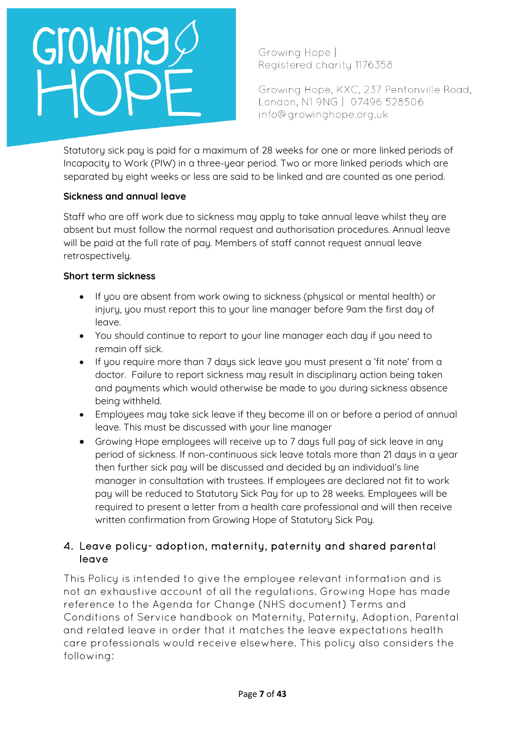Statutory sick pay is paid for a maximum of 28 weeks for one or more linked periods of Incapacity to Work (PIW) in a three-year period. Two or more linked periods which are separated by eight weeks or less are said to be linked and are counted as one period.

**Sickness and annual leave**

Staff who are off work due to sickness may apply to take annual leave whilst they are absent but must follow the normal request and authorisation procedures. Annual leave will be paid at the full rate of pay. Members of staff cannot request annual leave retrospectively.

**Short term sickness**

- If you are absent from work owing to sickness (physical or mental health) or injury, you must report this to your line manager before 9am the first day of leave.
- You should continue to report to your line manager each day if you need to remain off sick.
- If you require more than 7 days sick leave you must present a 'fit note' from a doctor. Failure to report sickness may result in disciplinary action being taken and payments which would otherwise be made to you during sickness absence being withheld.
- Employees may take sick leave if they become ill on or before a period of annual leave. This must be discussed with your line manager
- Growing Hope employees will receive up to 7 days full pay of sick leave in any period of sickness. If non-continuous sick leave totals more than 21 days in a year then further sick pay will be discussed and decided by an individual's line manager in consultation with trustees. If employees are declared not fit to work pay will be reduced to Statutory Sick Pay for up to 28 weeks. Employees will be required to present a letter from a health care professional and will then receive written confirmation from Growing Hope of Statutory Sick Pay.

## 4. Leave policy- adoption, maternity, paternity and shared parental leave

This Policy is intended to give the employee relevant information and is not an exhaustive account of all the regulations. Growing Hope has made reference to the Agenda for Change (NHS document) Terms and Conditions of Service handbook on Maternity, Paternity, Adoption, Parental and related leave in order that it matches the leave expectations health care professionals would receive elsewhere. This policy also considers the following: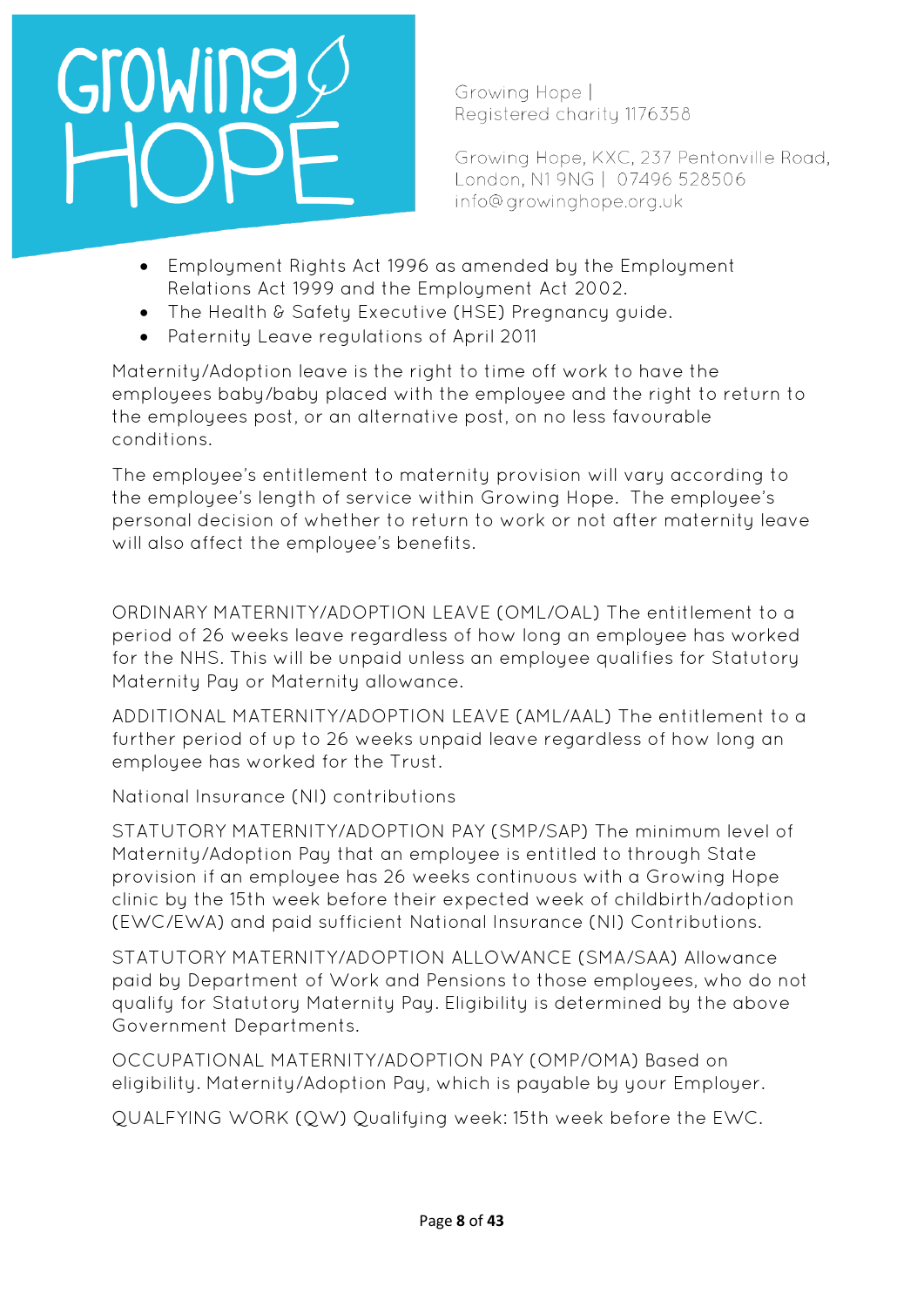- Employment Rights Act 1996 as amended by the Employment Relations Act 1999 and the Employment Act 2002.
- The Health & Safety Executive (HSE) Pregnancy guide.
- Paternity Leave regulations of April 2011

Maternity/Adoption leave is the right to time off work to have the employees baby/baby placed with the employee and the right to return to the employees post, or an alternative post, on no less favourable conditions.

The employee's entitlement to maternity provision will vary according to the employee's length of service within Growing Hope. The employee's personal decision of whether to return to work or not after maternity leave will also affect the employee's benefits.

ORDINARY MATERNITY/ADOPTION LEAVE (OML/OAL) The entitlement to a period of 26 weeks leave regardless of how long an employee has worked for the NHS. This will be unpaid unless an employee qualifies for Statutory Maternity Pay or Maternity allowance.

ADDITIONAL MATERNITY/ADOPTION LEAVE (AML/AAL) The entitlement to a further period of up to 26 weeks unpaid leave regardless of how long an employee has worked for the Trust.

National Insurance (NI) contributions

STATUTORY MATERNITY/ADOPTION PAY (SMP/SAP) The minimum level of Maternity/Adoption Pay that an employee is entitled to through State provision if an employee has 26 weeks continuous with a Growing Hope clinic by the 15th week before their expected week of childbirth/adoption (EWC/EWA) and paid sufficient National Insurance (NI) Contributions.

STATUTORY MATERNITY/ADOPTION ALLOWANCE (SMA/SAA) Allowance paid by Department of Work and Pensions to those employees, who do not qualify for Statutory Maternity Pay. Eligibility is determined by the above Government Departments.

OCCUPATIONAL MATERNITY/ADOPTION PAY (OMP/OMA) Based on eligibility. Maternity/Adoption Pay, which is payable by your Employer.

QUALFYING WORK (QW) Qualifying week: 15th week before the EWC.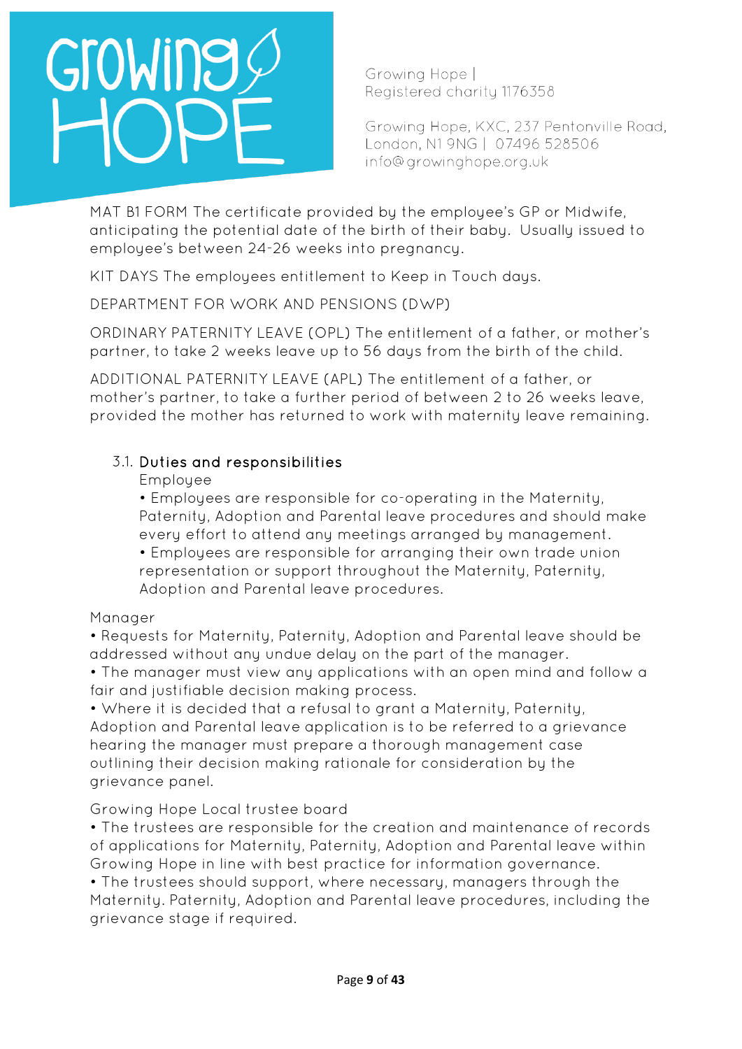MAT B1 FORM The certificate provided by the employee's GP or Midwife, anticipating the potential date of the birth of their baby. Usually issued to employee's between 24-26 weeks into pregnancy.

KIT DAYS The employees entitlement to Keep in Touch days.

DEPARTMENT FOR WORK AND PENSIONS (DWP)

ORDINARY PATERNITY LEAVE (OPL) The entitlement of a father, or mother's partner, to take 2 weeks leave up to 56 days from the birth of the child.

ADDITIONAL PATERNITY LEAVE (APL) The entitlement of a father, or mother's partner, to take a further period of between 2 to 26 weeks leave, provided the mother has returned to work with maternity leave remaining.

### 3.1. Duties and responsibilities

Employee

- Employees are responsible for co-operating in the Maternity, Paternity, Adoption and Parental leave procedures and should make every effort to attend any meetings arranged by management.
- Employees are responsible for arranging their own trade union representation or support throughout the Maternity, Paternity, Adoption and Parental leave procedures.

Manager

- Requests for Maternity, Paternity, Adoption and Parental leave should be addressed without any undue delay on the part of the manager.
- The manager must view any applications with an open mind and follow a fair and justifiable decision making process.
- Where it is decided that a refusal to grant a Maternity, Paternity, Adoption and Parental leave application is to be referred to a grievance hearing the manager must prepare a thorough management case outlining their decision making rationale for consideration by the grievance panel.

Growing Hope Local trustee board

- The trustees are responsible for the creation and maintenance of records of applications for Maternity, Paternity, Adoption and Parental leave within Growing Hope in line with best practice for information governance.
- The trustees should support, where necessary, managers through the Maternity. Paternity, Adoption and Parental leave procedures, including the grievance stage if required.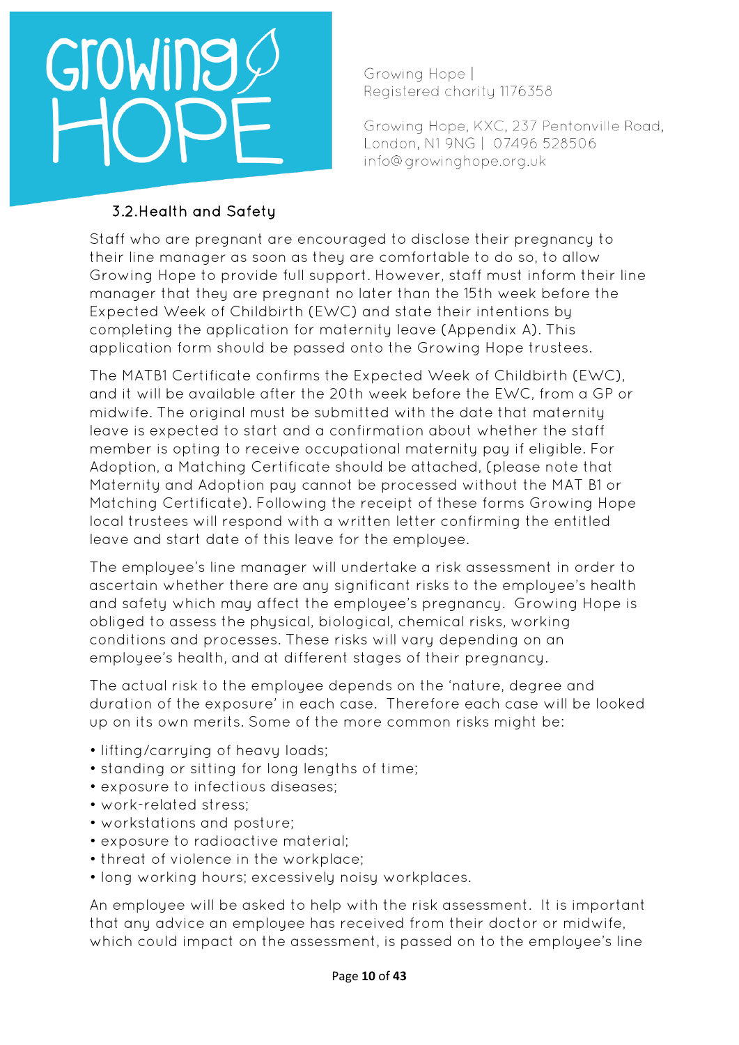### 3.2.Health and Safety

Staff who are pregnant are encouraged to disclose their pregnancy to their line manager as soon as they are comfortable to do so, to allow Growing Hope to provide full support. However, staff must inform their line manager that they are pregnant no later than the 15th week before the Expected Week of Childbirth (EWC) and state their intentions by completing the application for maternity leave (Appendix A). This application form should be passed onto the Growing Hope trustees.

The MATB1 Certificate confirms the Expected Week of Childbirth (EWC), and it will be available after the 20th week before the EWC, from a GP or midwife. The original must be submitted with the date that maternity leave is expected to start and a confirmation about whether the staff member is opting to receive occupational maternity pay if eligible. For Adoption, a Matching Certificate should be attached, (please note that Maternity and Adoption pay cannot be processed without the MAT B1 or Matching Certificate). Following the receipt of these forms Growing Hope local trustees will respond with a written letter confirming the entitled leave and start date of this leave for the employee.

The employee's line manager will undertake a risk assessment in order to ascertain whether there are any significant risks to the employee's health and safety which may affect the employee's pregnancy. Growing Hope is obliged to assess the physical, biological, chemical risks, working conditions and processes. These risks will vary depending on an employee's health, and at different stages of their pregnancy.

The actual risk to the employee depends on the 'nature, degree and duration of the exposure' in each case. Therefore each case will be looked up on its own merits. Some of the more common risks might be:

- lifting/carrying of heavy loads;
- standing or sitting for long lengths of time;
- exposure to infectious diseases;
- work-related stress;
- workstations and posture;
- exposure to radioactive material;
- threat of violence in the workplace;
- long working hours; excessively noisy workplaces.

An employee will be asked to help with the risk assessment. It is important that any advice an employee has received from their doctor or midwife, which could impact on the assessment, is passed on to the employee's line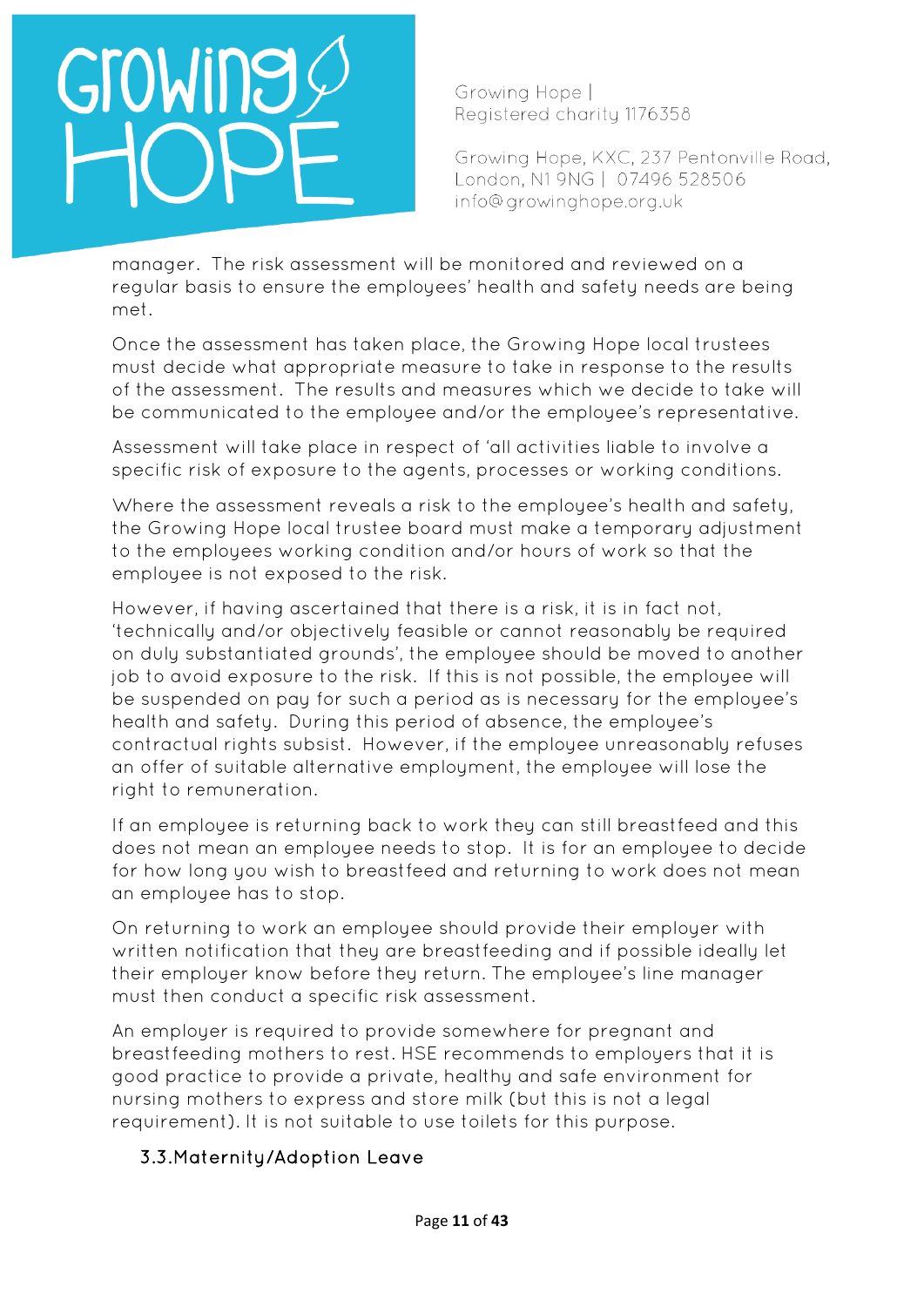manager. The risk assessment will be monitored and reviewed on a regular basis to ensure the employees' health and safety needs are being met.

Once the assessment has taken place, the Growing Hope local trustees must decide what appropriate measure to take in response to the results of the assessment. The results and measures which we decide to take will be communicated to the employee and/or the employee's representative.

Assessment will take place in respect of 'all activities liable to involve a specific risk of exposure to the agents, processes or working conditions.

Where the assessment reveals a risk to the employee's health and safety, the Growing Hope local trustee board must make a temporary adjustment to the employees working condition and/or hours of work so that the employee is not exposed to the risk.

However, if having ascertained that there is a risk, it is in fact not, 'technically and/or objectively feasible or cannot reasonably be required on duly substantiated grounds', the employee should be moved to another job to avoid exposure to the risk. If this is not possible, the employee will be suspended on pay for such a period as is necessary for the employee's health and safety. During this period of absence, the employee's contractual rights subsist. However, if the employee unreasonably refuses an offer of suitable alternative employment, the employee will lose the right to remuneration.

If an employee is returning back to work they can still breastfeed and this does not mean an employee needs to stop. It is for an employee to decide for how long you wish to breastfeed and returning to work does not mean an employee has to stop.

On returning to work an employee should provide their employer with written notification that they are breastfeeding and if possible ideally let their employer know before they return. The employee's line manager must then conduct a specific risk assessment.

An employer is required to provide somewhere for pregnant and breastfeeding mothers to rest. HSE recommends to employers that it is good practice to provide a private, healthy and safe environment for nursing mothers to express and store milk (but this is not a legal requirement). It is not suitable to use toilets for this purpose.

### 3.3. Maternity/Adoption Leave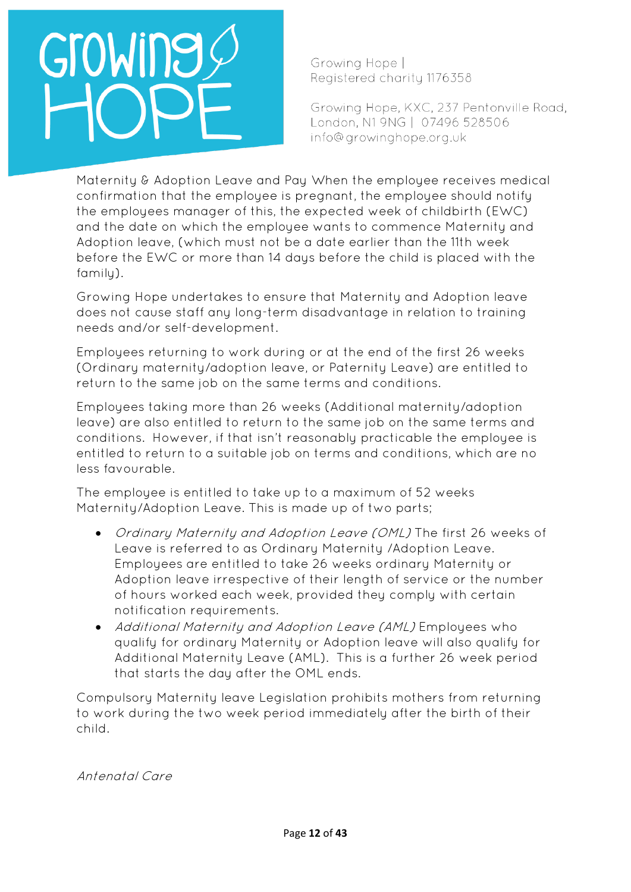Maternity & Adoption Leave and Pay When the employee receives medical confirmation that the employee is pregnant, the employee should notify the employees manager of this, the expected week of childbirth (EWC) and the date on which the employee wants to commence Maternity and Adoption leave, (which must not be a date earlier than the 11th week before the EWC or more than 14 days before the child is placed with the family).

Growing Hope undertakes to ensure that Maternity and Adoption leave does not cause staff any long-term disadvantage in relation to training needs and/or self-development.

Employees returning to work during or at the end of the first 26 weeks (Ordinary maternity/adoption leave, or Paternity Leave) are entitled to return to the same job on the same terms and conditions.

Employees taking more than 26 weeks (Additional maternity/adoption leave) are also entitled to return to the same job on the same terms and conditions. However, if that isn't reasonably practicable the employee is entitled to return to a suitable job on terms and conditions, which are no less favourable.

The employee is entitled to take up to a maximum of 52 weeks Maternity/Adoption Leave. This is made up of two parts;

- *Ordinary Maternity and Adoption Leave (OML)* The first 26 weeks of Leave is referred to as Ordinary Maternity /Adoption Leave. Employees are entitled to take 26 weeks ordinary Maternity or Adoption leave irrespective of their length of service or the number of hours worked each week, provided they comply with certain notification requirements.
- *Additional Maternity and Adoption Leave (AML)* Employees who qualify for ordinary Maternity or Adoption leave will also qualify for Additional Maternity Leave (AML). This is a further 26 week period that starts the day after the OML ends.

Compulsory Maternity leave Legislation prohibits mothers from returning to work during the two week period immediately after the birth of their child.

*Antenatal Care*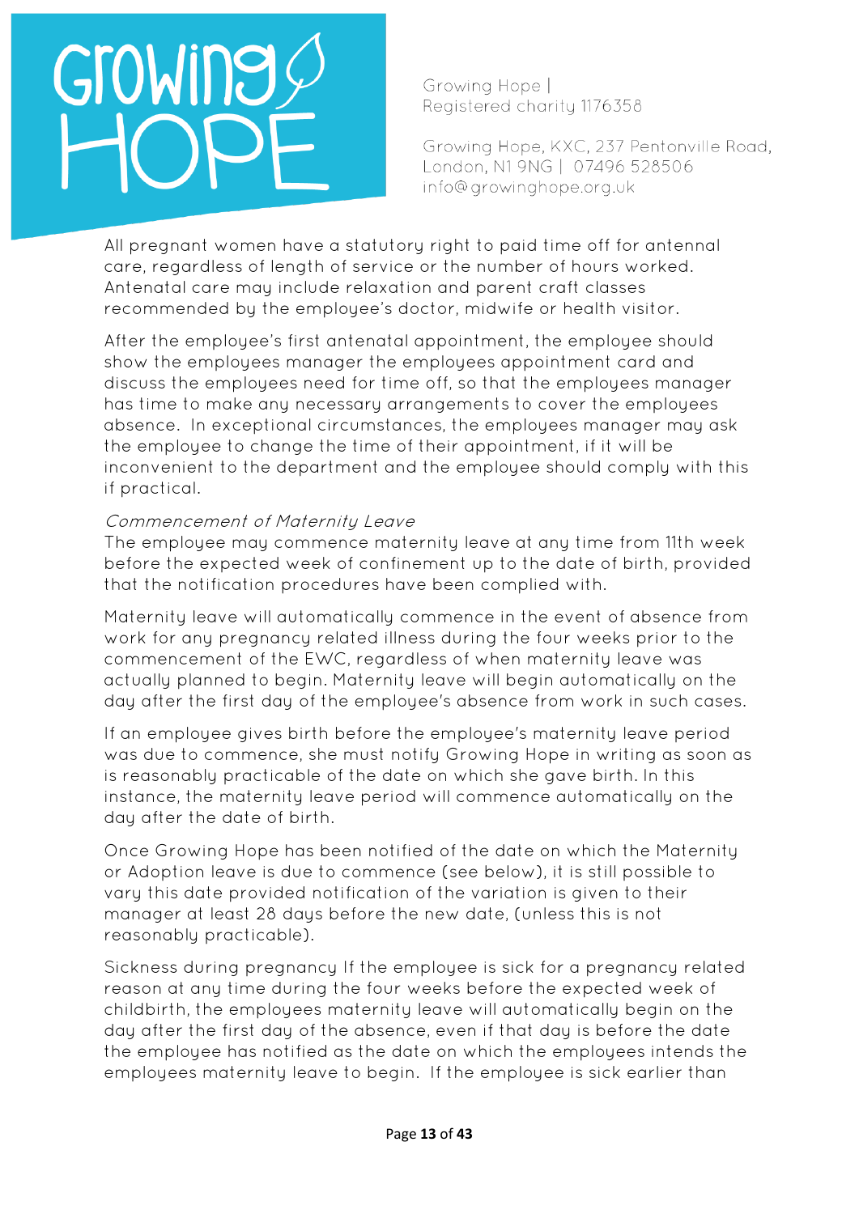All pregnant women have a statutory right to paid time off for antennal care, regardless of length of service or the number of hours worked. Antenatal care may include relaxation and parent craft classes recommended by the employee's doctor, midwife or health visitor.

After the employee's first antenatal appointment, the employee should show the employees manager the employees appointment card and discuss the employees need for time off, so that the employees manager has time to make any necessary arrangements to cover the employees absence. In exceptional circumstances, the employees manager may ask the employee to change the time of their appointment, if it will be inconvenient to the department and the employee should comply with this if practical.

*Commencement of Maternity Leave*

The employee may commence maternity leave at any time from 11th week before the expected week of confinement up to the date of birth, provided that the notification procedures have been complied with.

Maternity leave will automatically commence in the event of absence from work for any pregnancy related illness during the four weeks prior to the commencement of the EWC, regardless of when maternity leave was actually planned to begin. Maternity leave will begin automatically on the day after the first day of the employee's absence from work in such cases.

If an employee gives birth before the employee's maternity leave period was due to commence, she must notify Growing Hope in writing as soon as is reasonably practicable of the date on which she gave birth. In this instance, the maternity leave period will commence automatically on the day after the date of birth.

Once Growing Hope has been notified of the date on which the Maternity or Adoption leave is due to commence (see below), it is still possible to vary this date provided notification of the variation is given to their manager at least 28 days before the new date, (unless this is not reasonably practicable).

Sickness during pregnancy If the employee is sick for a pregnancy related reason at any time during the four weeks before the expected week of childbirth, the employees maternity leave will automatically begin on the day after the first day of the absence, even if that day is before the date the employee has notified as the date on which the employees intends the employees maternity leave to begin. If the employee is sick earlier than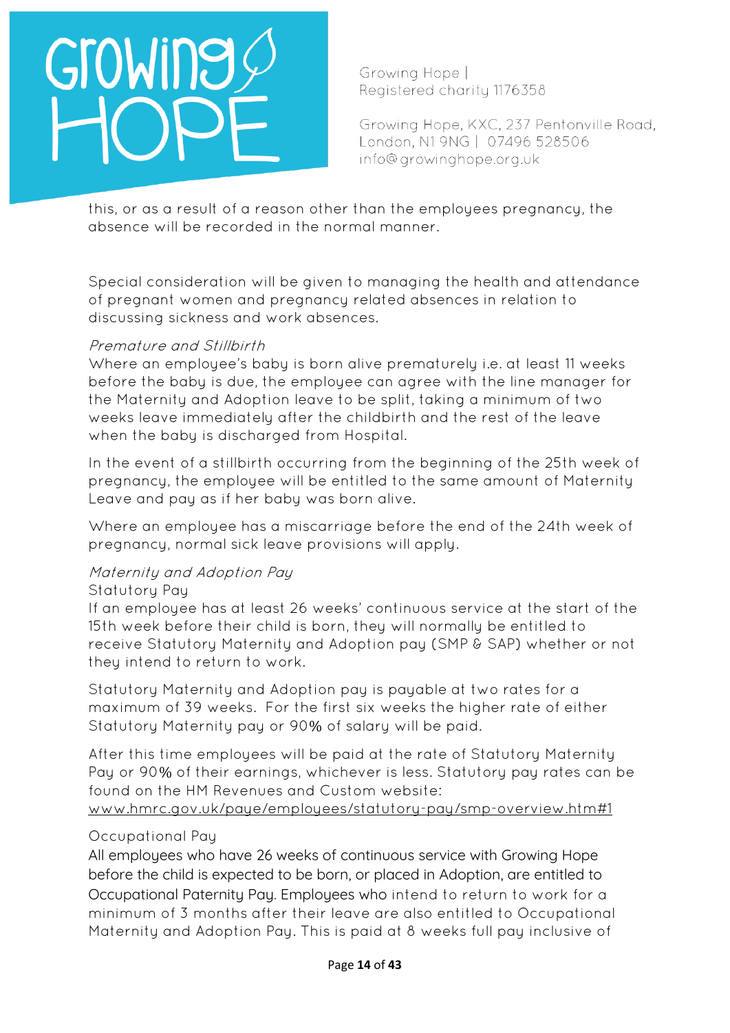this, or as a result of a reason other than the employees pregnancy, the absence will be recorded in the normal manner.

Special consideration will be given to managing the health and attendance of pregnant women and pregnancy related absences in relation to discussing sickness and work absences.

*Premature and Stillbirth*

Where an employee's baby is born alive prematurely i.e. at least 11 weeks before the baby is due, the employee can agree with the line manager for the Maternity and Adoption leave to be split, taking a minimum of two weeks leave immediately after the childbirth and the rest of the leave when the baby is discharged from Hospital.

In the event of a stillbirth occurring from the beginning of the 25th week of pregnancy, the employee will be entitled to the same amount of Maternity Leave and pay as if her baby was born alive.

Where an employee has a miscarriage before the end of the 24th week of pregnancy, normal sick leave provisions will apply.

*Maternity and Adoption Pay*

Statutory Pay

If an employee has at least 26 weeks' continuous service at the start of the 15th week before their child is born, they will normally be entitled to receive Statutory Maternity and Adoption pay (SMP & SAP) whether or not they intend to return to work.

Statutory Maternity and Adoption pay is payable at two rates for a maximum of 39 weeks. For the first six weeks the higher rate of either Statutory Maternity pay or 90% of salary will be paid.

After this time employees will be paid at the rate of Statutory Maternity Pay or 90% of their earnings, whichever is less. Statutory pay rates can be found on the HM Revenues and Custom website: www.hmrc.gov.uk/paye/employees/statutory-pay/smp-overview.htm#1

Occupational Pay

All employees who have 26 weeks of continuous service with Growing Hope before the child is expected to be born, or placed in Adoption, are entitled to Occupational Paternity Pay. Employees who intend to return to work for a minimum of 3 months after their leave are also entitled to Occupational Maternity and Adoption Pay. This is paid at 8 weeks full pay inclusive of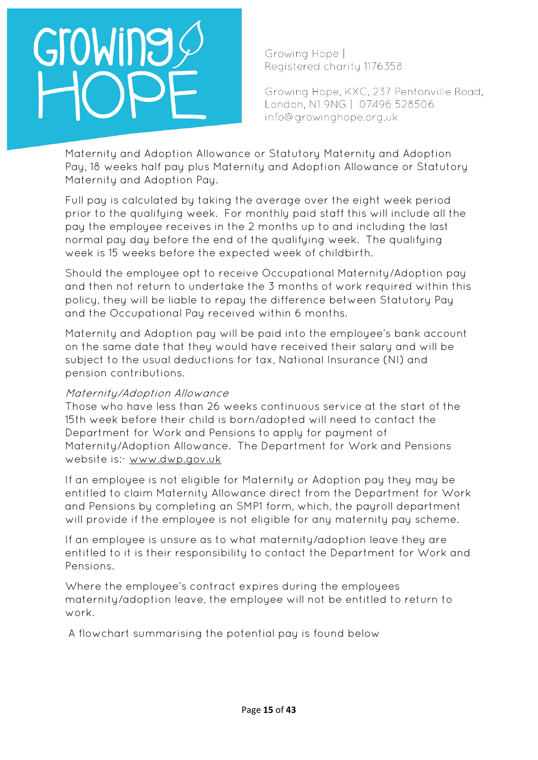Maternity and Adoption Allowance or Statutory Maternity and Adoption Pay, 18 weeks half pay plus Maternity and Adoption Allowance or Statutory Maternity and Adoption Pay.

Full pay is calculated by taking the average over the eight week period prior to the qualifying week. For monthly paid staff this will include all the pay the employee receives in the 2 months up to and including the last normal pay day before the end of the qualifying week. The qualifying week is 15 weeks before the expected week of childbirth.

Should the employee opt to receive Occupational Maternity/Adoption pay and then not return to undertake the 3 months of work required within this policy, they will be liable to repay the difference between Statutory Pay and the Occupational Pay received within 6 months.

Maternity and Adoption pay will be paid into the employee's bank account on the same date that they would have received their salary and will be subject to the usual deductions for tax, National Insurance (NI) and pension contributions.

*Maternity/Adoption Allowance*

Those who have less than 26 weeks continuous service at the start of the 15th week before their child is born/adopted will need to contact the Department for Work and Pensions to apply for payment of Maternity/Adoption Allowance. The Department for Work and Pensions website is:- www.dwp.gov.uk

If an employee is not eligible for Maternity or Adoption pay they may be entitled to claim Maternity Allowance direct from the Department for Work and Pensions by completing an SMP1 form, which, the payroll department will provide if the employee is not eligible for any maternity pay scheme.

If an employee is unsure as to what maternity/adoption leave they are entitled to it is their responsibility to contact the Department for Work and Pensions.

Where the employee's contract expires during the employees maternity/adoption leave, the employee will not be entitled to return to work.

A flowchart summarising the potential pay is found below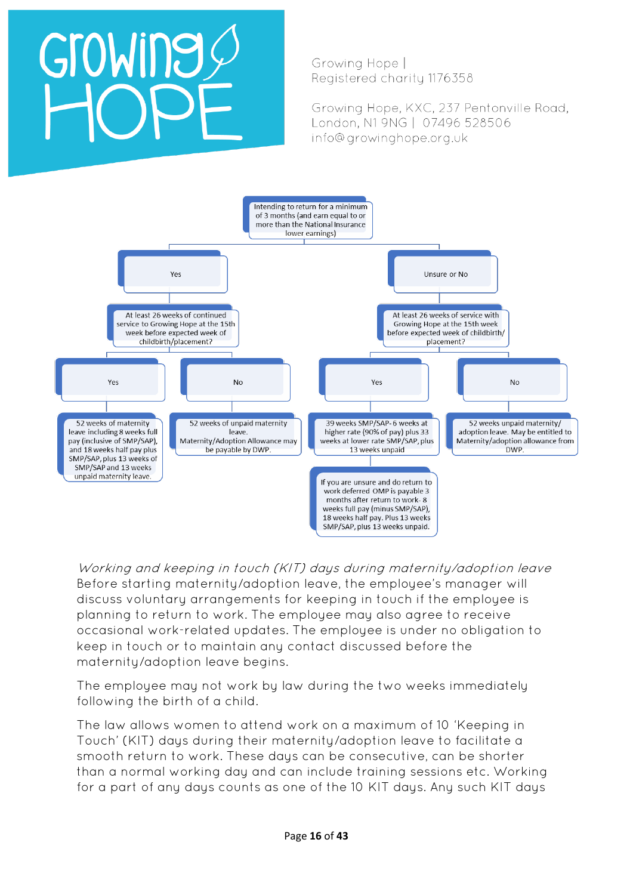Growing Hope | Registered charity 1176358

Growing Hope, KXC, 237 Pentonville Road, London, N1 9NG | 07496 528506 info@growinghope.org.uk

Intending to return for a minimum of 3 months (and earn equal to or more than the National Insurance lower earnings)

- **Yes**
  - At least 26 weeks of continued service to Growing Hope at the 15th week before expected week of childbirth/placement?
    - **Yes**: 52 weeks of maternity leave including 8 weeks full pay (inclusive of SMP/SAP), and 18 weeks half pay plus SMP/SAP, plus 13 weeks of SMP/SAP and 13 weeks unpaid maternity leave.
    - **No**: 52 weeks of unpaid maternity leave. Maternity/Adoption Allowance may be payable by DWP.
- **Unsure or No**
  - At least 26 weeks of service with Growing Hope at the 15th week before expected week of childbirth/ placement?
    - **Yes**: 39 weeks SMP/SAP- 6 weeks at higher rate (90% of pay) plus 33 weeks at lower rate SMP/SAP, plus 13 weeks unpaid
      - If you are unsure and do return to work deferred OMP is payable 3 months after return to work- 8 weeks full pay (minus SMP/SAP), 18 weeks half pay. Plus 13 weeks SMP/SAP, plus 13 weeks unpaid.
    - **No**: 52 weeks unpaid maternity/ adoption leave. May be entitled to Maternity/adoption allowance from DWP.

*Working and keeping in touch (KIT) days during maternity/adoption leave*

Before starting maternity/adoption leave, the employee's manager will discuss voluntary arrangements for keeping in touch if the employee is planning to return to work. The employee may also agree to receive occasional work-related updates. The employee is under no obligation to keep in touch or to maintain any contact discussed before the maternity/adoption leave begins.

The employee may not work by law during the two weeks immediately following the birth of a child.

The law allows women to attend work on a maximum of 10 'Keeping in Touch' (KIT) days during their maternity/adoption leave to facilitate a smooth return to work. These days can be consecutive, can be shorter than a normal working day and can include training sessions etc. Working for a part of any days counts as one of the 10 KIT days. Any such KIT days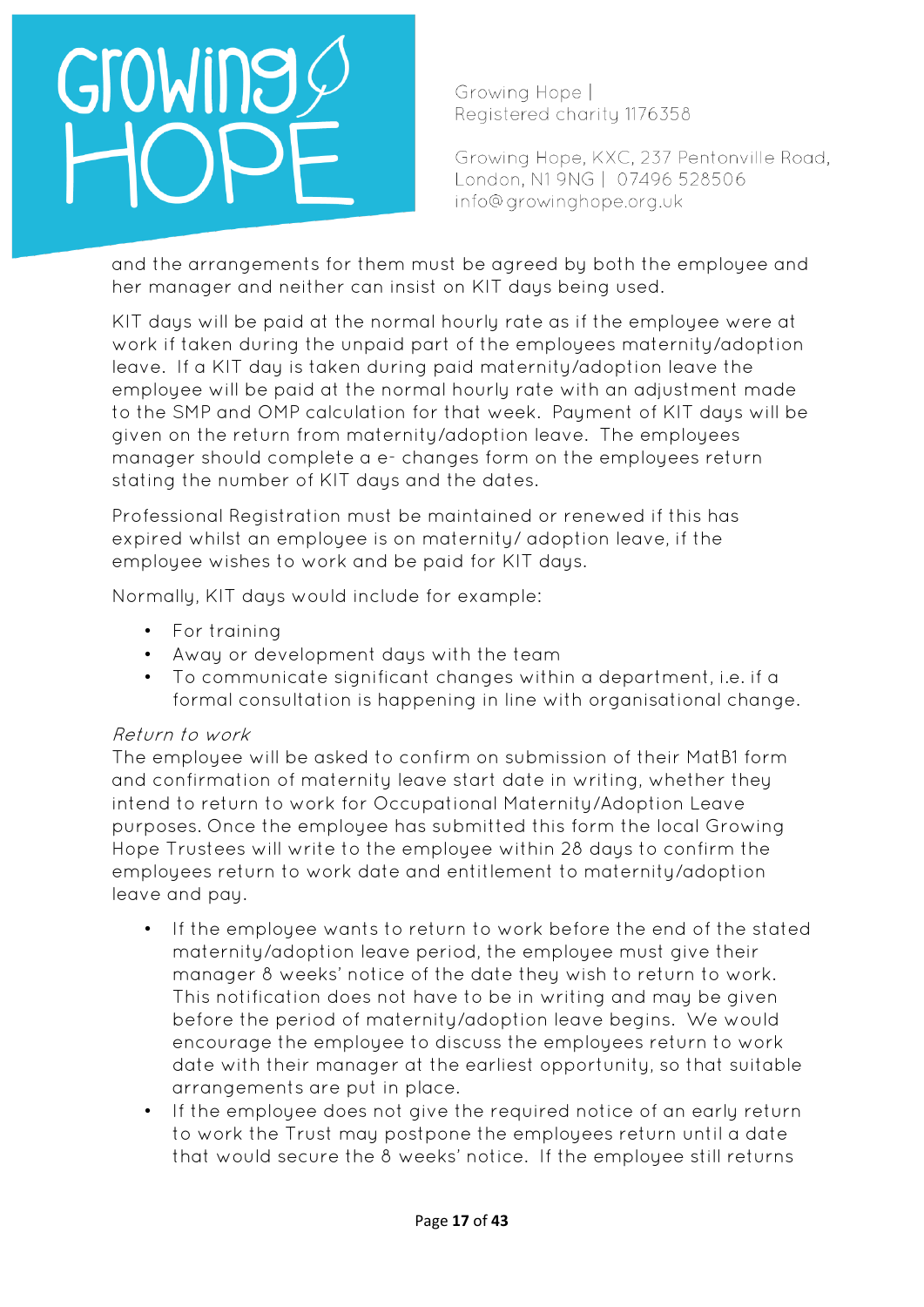and the arrangements for them must be agreed by both the employee and her manager and neither can insist on KIT days being used.

KIT days will be paid at the normal hourly rate as if the employee were at work if taken during the unpaid part of the employees maternity/adoption leave. If a KIT day is taken during paid maternity/adoption leave the employee will be paid at the normal hourly rate with an adjustment made to the SMP and OMP calculation for that week. Payment of KIT days will be given on the return from maternity/adoption leave. The employees manager should complete a e- changes form on the employees return stating the number of KIT days and the dates.

Professional Registration must be maintained or renewed if this has expired whilst an employee is on maternity/ adoption leave, if the employee wishes to work and be paid for KIT days.

Normally, KIT days would include for example:

- For training
- Away or development days with the team
- To communicate significant changes within a department, i.e. if a formal consultation is happening in line with organisational change.

*Return to work*

The employee will be asked to confirm on submission of their MatB1 form and confirmation of maternity leave start date in writing, whether they intend to return to work for Occupational Maternity/Adoption Leave purposes. Once the employee has submitted this form the local Growing Hope Trustees will write to the employee within 28 days to confirm the employees return to work date and entitlement to maternity/adoption leave and pay.

- If the employee wants to return to work before the end of the stated maternity/adoption leave period, the employee must give their manager 8 weeks' notice of the date they wish to return to work. This notification does not have to be in writing and may be given before the period of maternity/adoption leave begins. We would encourage the employee to discuss the employees return to work date with their manager at the earliest opportunity, so that suitable arrangements are put in place.
- If the employee does not give the required notice of an early return to work the Trust may postpone the employees return until a date that would secure the 8 weeks' notice. If the employee still returns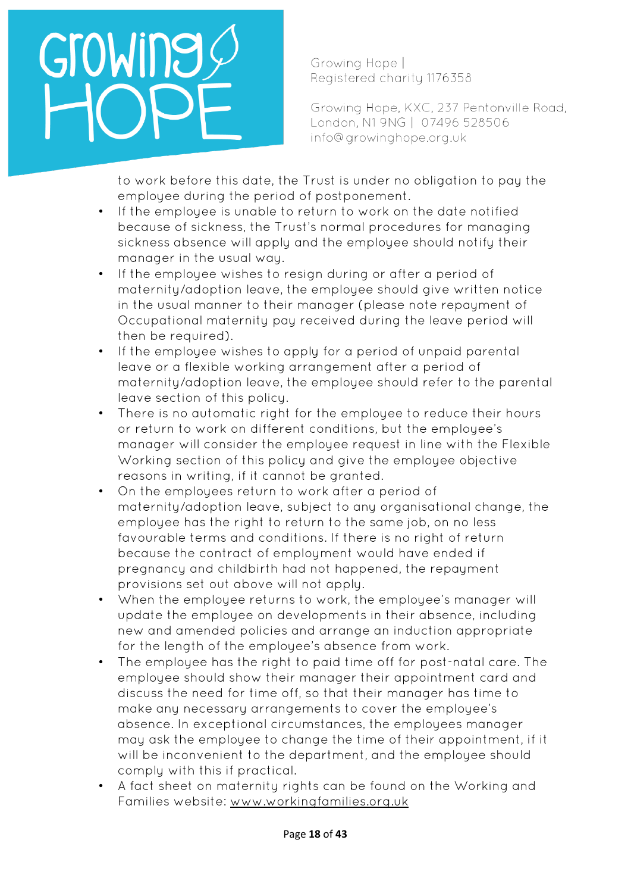to work before this date, the Trust is under no obligation to pay the employee during the period of postponement.

- If the employee is unable to return to work on the date notified because of sickness, the Trust's normal procedures for managing sickness absence will apply and the employee should notify their manager in the usual way.
- If the employee wishes to resign during or after a period of maternity/adoption leave, the employee should give written notice in the usual manner to their manager (please note repayment of Occupational maternity pay received during the leave period will then be required).
- If the employee wishes to apply for a period of unpaid parental leave or a flexible working arrangement after a period of maternity/adoption leave, the employee should refer to the parental leave section of this policy.
- There is no automatic right for the employee to reduce their hours or return to work on different conditions, but the employee's manager will consider the employee request in line with the Flexible Working section of this policy and give the employee objective reasons in writing, if it cannot be granted.
- On the employees return to work after a period of maternity/adoption leave, subject to any organisational change, the employee has the right to return to the same job, on no less favourable terms and conditions. If there is no right of return because the contract of employment would have ended if pregnancy and childbirth had not happened, the repayment provisions set out above will not apply.
- When the employee returns to work, the employee's manager will update the employee on developments in their absence, including new and amended policies and arrange an induction appropriate for the length of the employee's absence from work.
- The employee has the right to paid time off for post-natal care. The employee should show their manager their appointment card and discuss the need for time off, so that their manager has time to make any necessary arrangements to cover the employee's absence. In exceptional circumstances, the employees manager may ask the employee to change the time of their appointment, if it will be inconvenient to the department, and the employee should comply with this if practical.
- A fact sheet on maternity rights can be found on the Working and Families website: [www.workingfamilies.org.uk](http://www.workingfamilies.org.uk)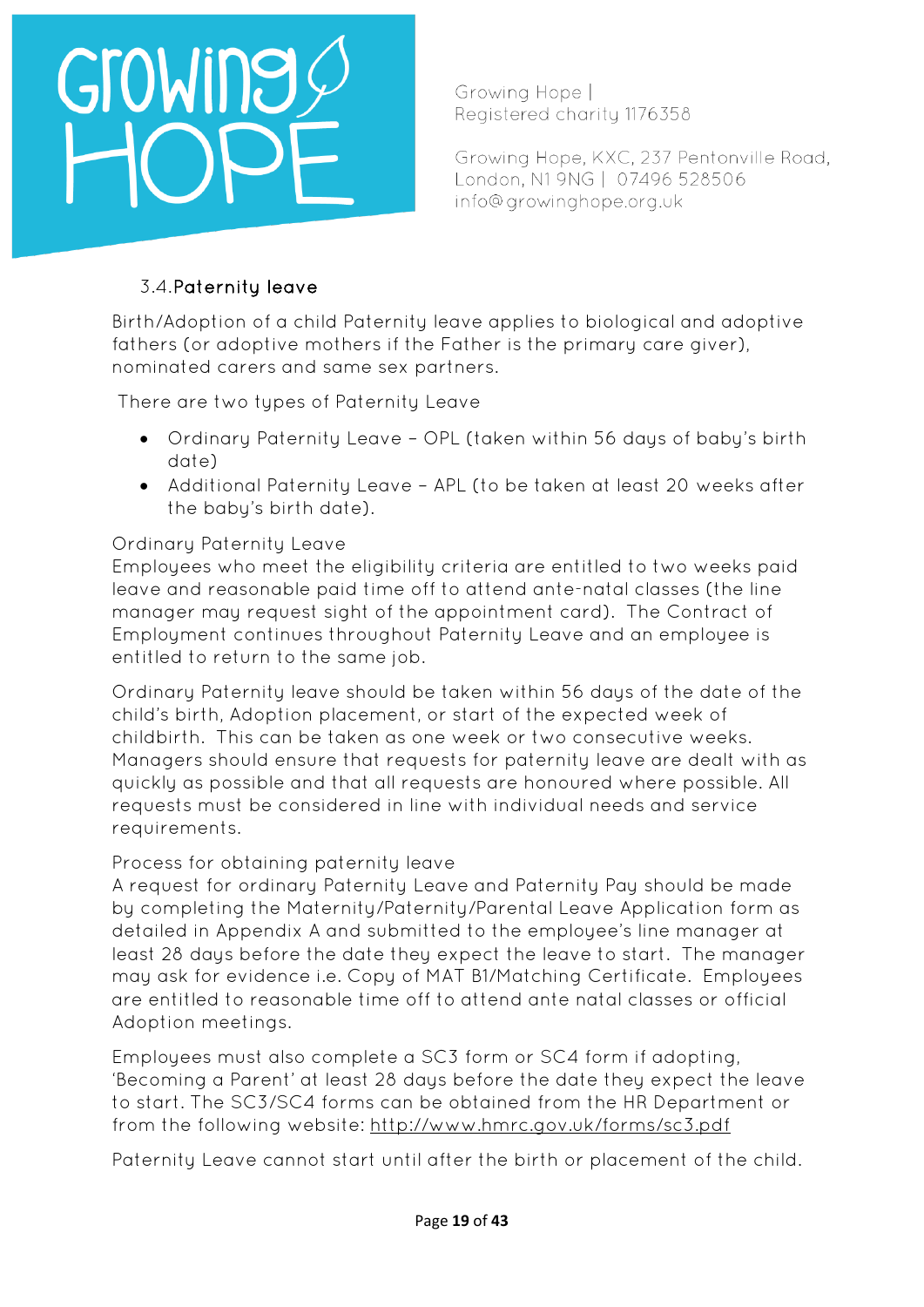### 3.4. Paternity leave

Birth/Adoption of a child Paternity leave applies to biological and adoptive fathers (or adoptive mothers if the Father is the primary care giver), nominated carers and same sex partners.

There are two types of Paternity Leave

- Ordinary Paternity Leave – OPL (taken within 56 days of baby's birth date)
- Additional Paternity Leave – APL (to be taken at least 20 weeks after the baby's birth date).

Ordinary Paternity Leave

Employees who meet the eligibility criteria are entitled to two weeks paid leave and reasonable paid time off to attend ante-natal classes (the line manager may request sight of the appointment card). The Contract of Employment continues throughout Paternity Leave and an employee is entitled to return to the same job.

Ordinary Paternity leave should be taken within 56 days of the date of the child's birth, Adoption placement, or start of the expected week of childbirth. This can be taken as one week or two consecutive weeks. Managers should ensure that requests for paternity leave are dealt with as quickly as possible and that all requests are honoured where possible. All requests must be considered in line with individual needs and service requirements.

Process for obtaining paternity leave

A request for ordinary Paternity Leave and Paternity Pay should be made by completing the Maternity/Paternity/Parental Leave Application form as detailed in Appendix A and submitted to the employee's line manager at least 28 days before the date they expect the leave to start. The manager may ask for evidence i.e. Copy of MAT B1/Matching Certificate. Employees are entitled to reasonable time off to attend ante natal classes or official Adoption meetings.

Employees must also complete a SC3 form or SC4 form if adopting, 'Becoming a Parent' at least 28 days before the date they expect the leave to start. The SC3/SC4 forms can be obtained from the HR Department or from the following website: http://www.hmrc.gov.uk/forms/sc3.pdf

Paternity Leave cannot start until after the birth or placement of the child.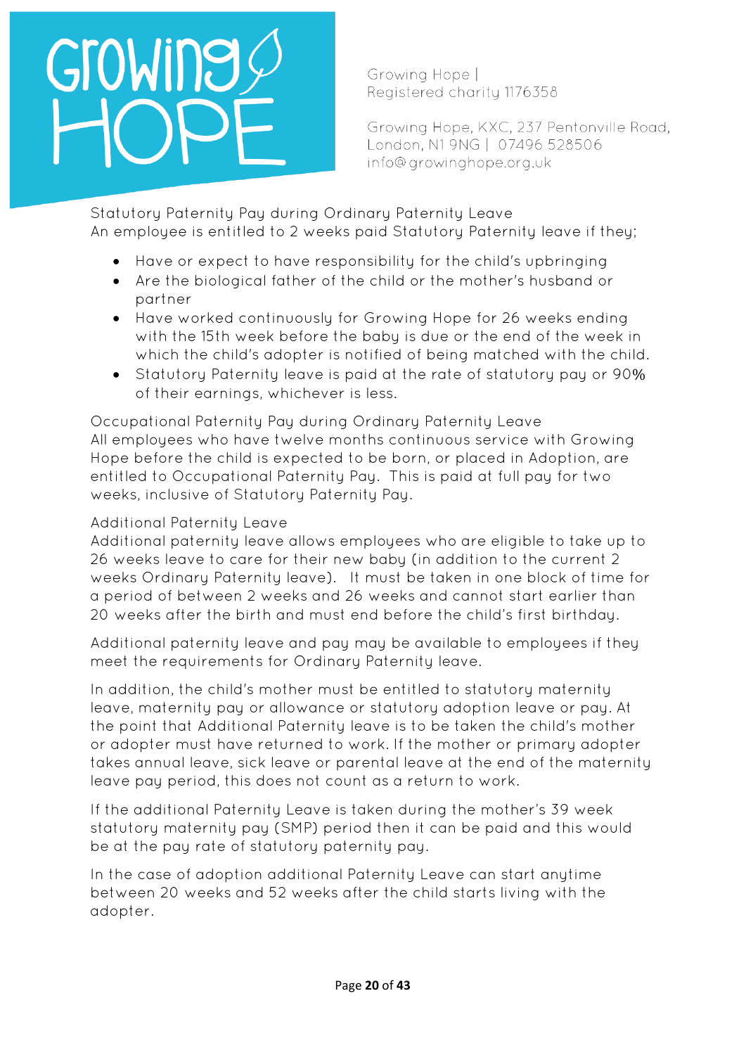Statutory Paternity Pay during Ordinary Paternity Leave
An employee is entitled to 2 weeks paid Statutory Paternity leave if they;

- Have or expect to have responsibility for the child's upbringing
- Are the biological father of the child or the mother's husband or partner
- Have worked continuously for Growing Hope for 26 weeks ending with the 15th week before the baby is due or the end of the week in which the child's adopter is notified of being matched with the child.
- Statutory Paternity leave is paid at the rate of statutory pay or 90% of their earnings, whichever is less.

Occupational Paternity Pay during Ordinary Paternity Leave
All employees who have twelve months continuous service with Growing Hope before the child is expected to be born, or placed in Adoption, are entitled to Occupational Paternity Pay. This is paid at full pay for two weeks, inclusive of Statutory Paternity Pay.

Additional Paternity Leave
Additional paternity leave allows employees who are eligible to take up to 26 weeks leave to care for their new baby (in addition to the current 2 weeks Ordinary Paternity leave). It must be taken in one block of time for a period of between 2 weeks and 26 weeks and cannot start earlier than 20 weeks after the birth and must end before the child's first birthday.

Additional paternity leave and pay may be available to employees if they meet the requirements for Ordinary Paternity leave.

In addition, the child's mother must be entitled to statutory maternity leave, maternity pay or allowance or statutory adoption leave or pay. At the point that Additional Paternity leave is to be taken the child's mother or adopter must have returned to work. If the mother or primary adopter takes annual leave, sick leave or parental leave at the end of the maternity leave pay period, this does not count as a return to work.

If the additional Paternity Leave is taken during the mother's 39 week statutory maternity pay (SMP) period then it can be paid and this would be at the pay rate of statutory paternity pay.

In the case of adoption additional Paternity Leave can start anytime between 20 weeks and 52 weeks after the child starts living with the adopter.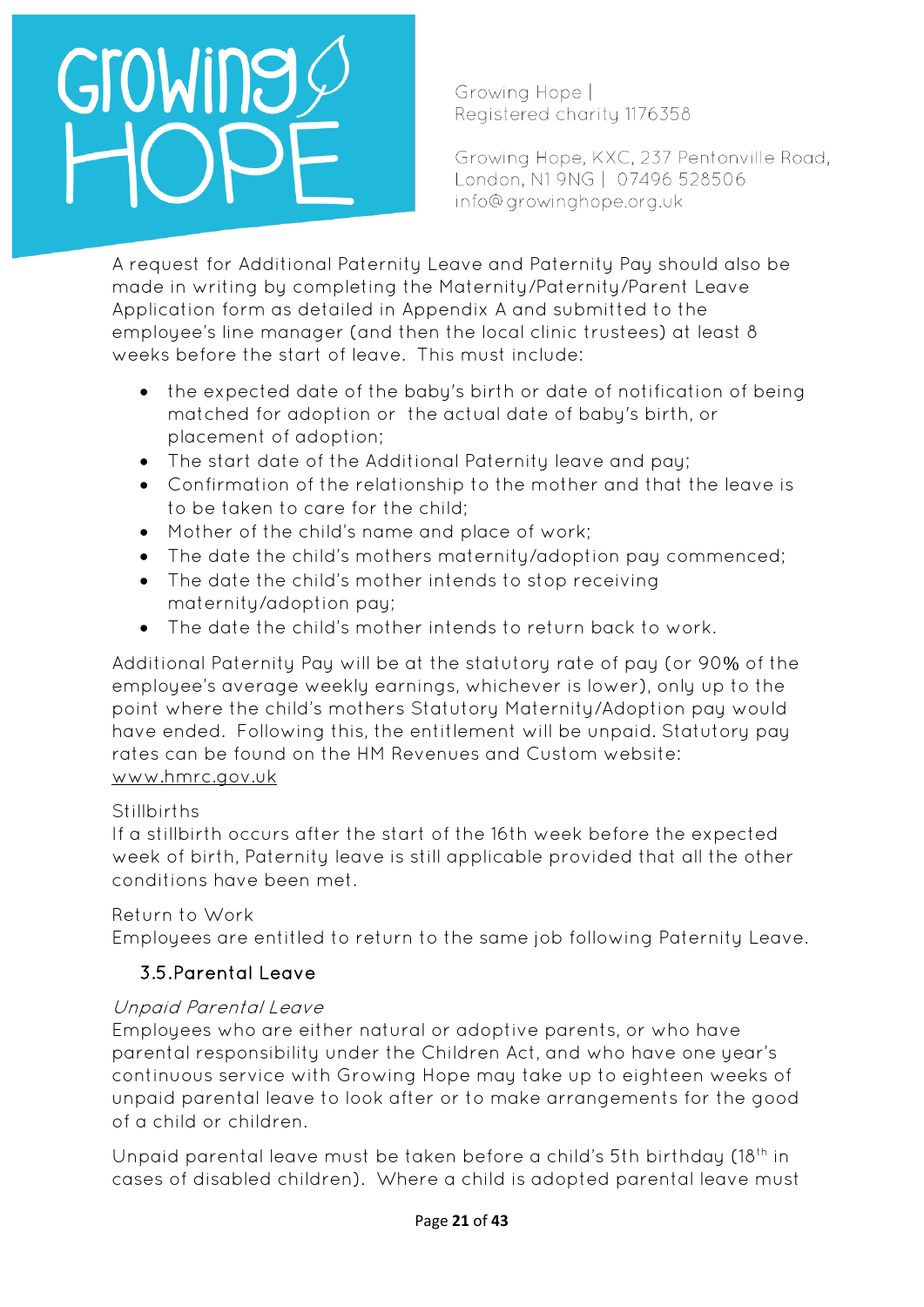A request for Additional Paternity Leave and Paternity Pay should also be made in writing by completing the Maternity/Paternity/Parent Leave Application form as detailed in Appendix A and submitted to the employee's line manager (and then the local clinic trustees) at least 8 weeks before the start of leave.  This must include:

- the expected date of the baby's birth or date of notification of being matched for adoption or  the actual date of baby's birth, or placement of adoption;
- The start date of the Additional Paternity leave and pay;
- Confirmation of the relationship to the mother and that the leave is to be taken to care for the child;
- Mother of the child's name and place of work;
- The date the child's mothers maternity/adoption pay commenced;
- The date the child's mother intends to stop receiving maternity/adoption pay;
- The date the child's mother intends to return back to work.

Additional Paternity Pay will be at the statutory rate of pay (or 90% of the employee's average weekly earnings, whichever is lower), only up to the point where the child's mothers Statutory Maternity/Adoption pay would have ended.  Following this, the entitlement will be unpaid. Statutory pay rates can be found on the HM Revenues and Custom website: www.hmrc.gov.uk

Stillbirths

If a stillbirth occurs after the start of the 16th week before the expected week of birth, Paternity leave is still applicable provided that all the other conditions have been met.

Return to Work

Employees are entitled to return to the same job following Paternity Leave.

### 3.5. Parental Leave

*Unpaid Parental Leave*

Employees who are either natural or adoptive parents, or who have parental responsibility under the Children Act, and who have one year's continuous service with Growing Hope may take up to eighteen weeks of unpaid parental leave to look after or to make arrangements for the good of a child or children.

Unpaid parental leave must be taken before a child's 5th birthday (18th in cases of disabled children).  Where a child is adopted parental leave must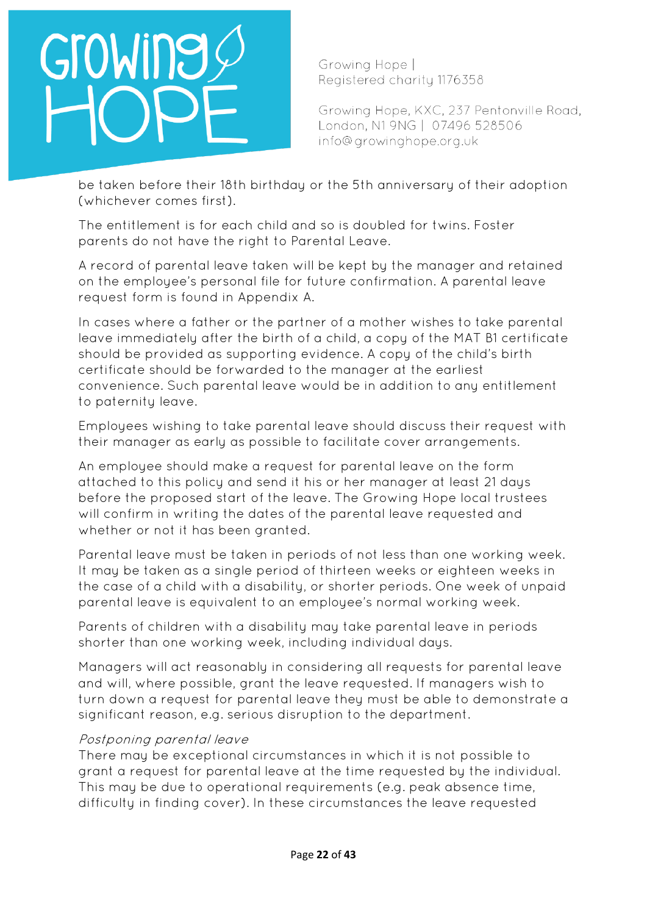be taken before their 18th birthday or the 5th anniversary of their adoption (whichever comes first).

The entitlement is for each child and so is doubled for twins. Foster parents do not have the right to Parental Leave.

A record of parental leave taken will be kept by the manager and retained on the employee's personal file for future confirmation. A parental leave request form is found in Appendix A.

In cases where a father or the partner of a mother wishes to take parental leave immediately after the birth of a child, a copy of the MAT B1 certificate should be provided as supporting evidence. A copy of the child's birth certificate should be forwarded to the manager at the earliest convenience. Such parental leave would be in addition to any entitlement to paternity leave.

Employees wishing to take parental leave should discuss their request with their manager as early as possible to facilitate cover arrangements.

An employee should make a request for parental leave on the form attached to this policy and send it his or her manager at least 21 days before the proposed start of the leave. The Growing Hope local trustees will confirm in writing the dates of the parental leave requested and whether or not it has been granted.

Parental leave must be taken in periods of not less than one working week. It may be taken as a single period of thirteen weeks or eighteen weeks in the case of a child with a disability, or shorter periods. One week of unpaid parental leave is equivalent to an employee's normal working week.

Parents of children with a disability may take parental leave in periods shorter than one working week, including individual days.

Managers will act reasonably in considering all requests for parental leave and will, where possible, grant the leave requested. If managers wish to turn down a request for parental leave they must be able to demonstrate a significant reason, e.g. serious disruption to the department.

*Postponing parental leave*

There may be exceptional circumstances in which it is not possible to grant a request for parental leave at the time requested by the individual. This may be due to operational requirements (e.g. peak absence time, difficulty in finding cover). In these circumstances the leave requested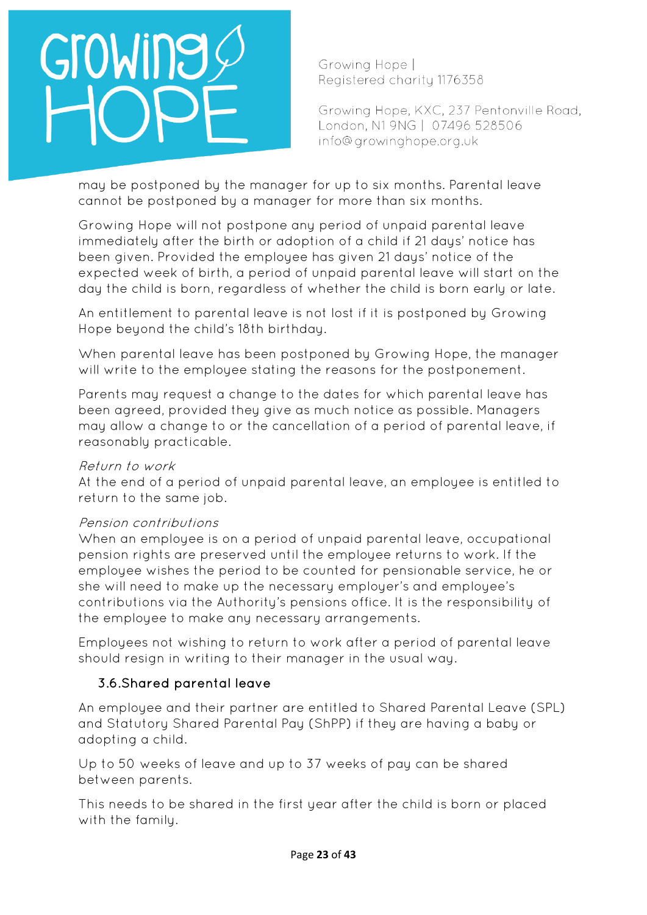may be postponed by the manager for up to six months. Parental leave cannot be postponed by a manager for more than six months.

Growing Hope will not postpone any period of unpaid parental leave immediately after the birth or adoption of a child if 21 days' notice has been given. Provided the employee has given 21 days' notice of the expected week of birth, a period of unpaid parental leave will start on the day the child is born, regardless of whether the child is born early or late.

An entitlement to parental leave is not lost if it is postponed by Growing Hope beyond the child's 18th birthday.

When parental leave has been postponed by Growing Hope, the manager will write to the employee stating the reasons for the postponement.

Parents may request a change to the dates for which parental leave has been agreed, provided they give as much notice as possible. Managers may allow a change to or the cancellation of a period of parental leave, if reasonably practicable.

*Return to work*
At the end of a period of unpaid parental leave, an employee is entitled to return to the same job.

*Pension contributions*
When an employee is on a period of unpaid parental leave, occupational pension rights are preserved until the employee returns to work. If the employee wishes the period to be counted for pensionable service, he or she will need to make up the necessary employer's and employee's contributions via the Authority's pensions office. It is the responsibility of the employee to make any necessary arrangements.

Employees not wishing to return to work after a period of parental leave should resign in writing to their manager in the usual way.

### 3.6. Shared parental leave

An employee and their partner are entitled to Shared Parental Leave (SPL) and Statutory Shared Parental Pay (ShPP) if they are having a baby or adopting a child.

Up to 50 weeks of leave and up to 37 weeks of pay can be shared between parents.

This needs to be shared in the first year after the child is born or placed with the family.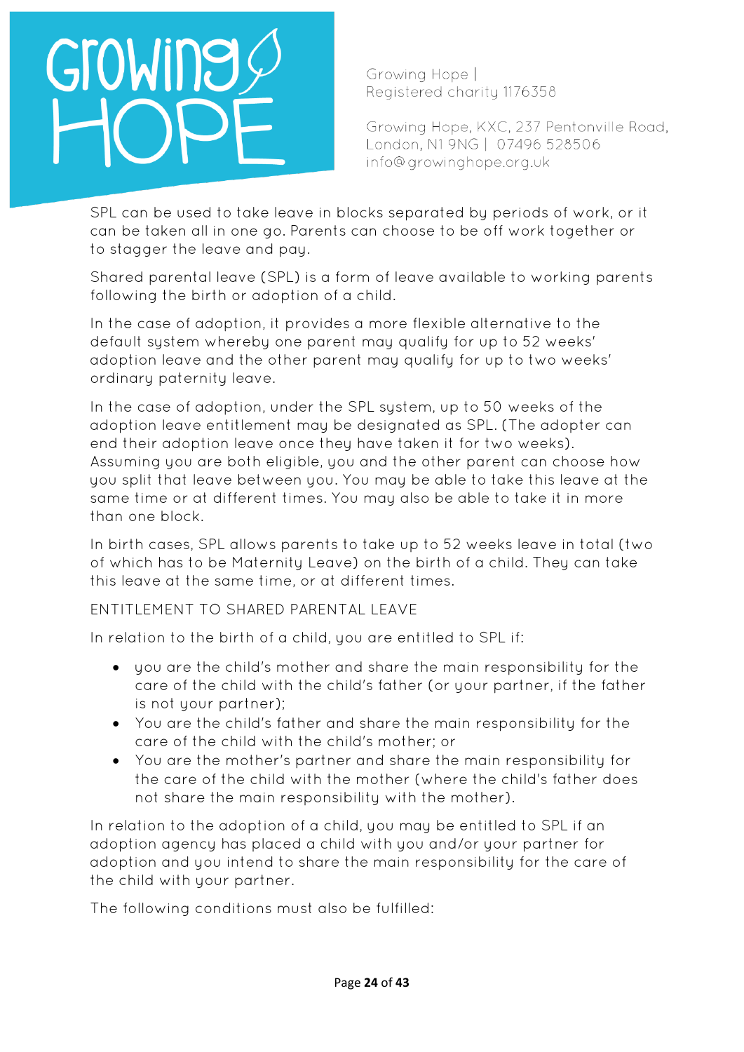SPL can be used to take leave in blocks separated by periods of work, or it can be taken all in one go. Parents can choose to be off work together or to stagger the leave and pay.

Shared parental leave (SPL) is a form of leave available to working parents following the birth or adoption of a child.

In the case of adoption, it provides a more flexible alternative to the default system whereby one parent may qualify for up to 52 weeks' adoption leave and the other parent may qualify for up to two weeks' ordinary paternity leave.

In the case of adoption, under the SPL system, up to 50 weeks of the adoption leave entitlement may be designated as SPL. (The adopter can end their adoption leave once they have taken it for two weeks). Assuming you are both eligible, you and the other parent can choose how you split that leave between you. You may be able to take this leave at the same time or at different times. You may also be able to take it in more than one block.

In birth cases, SPL allows parents to take up to 52 weeks leave in total (two of which has to be Maternity Leave) on the birth of a child. They can take this leave at the same time, or at different times.

## ENTITLEMENT TO SHARED PARENTAL LEAVE

In relation to the birth of a child, you are entitled to SPL if:

- you are the child's mother and share the main responsibility for the care of the child with the child's father (or your partner, if the father is not your partner);
- You are the child's father and share the main responsibility for the care of the child with the child's mother; or
- You are the mother's partner and share the main responsibility for the care of the child with the mother (where the child's father does not share the main responsibility with the mother).

In relation to the adoption of a child, you may be entitled to SPL if an adoption agency has placed a child with you and/or your partner for adoption and you intend to share the main responsibility for the care of the child with your partner.

The following conditions must also be fulfilled: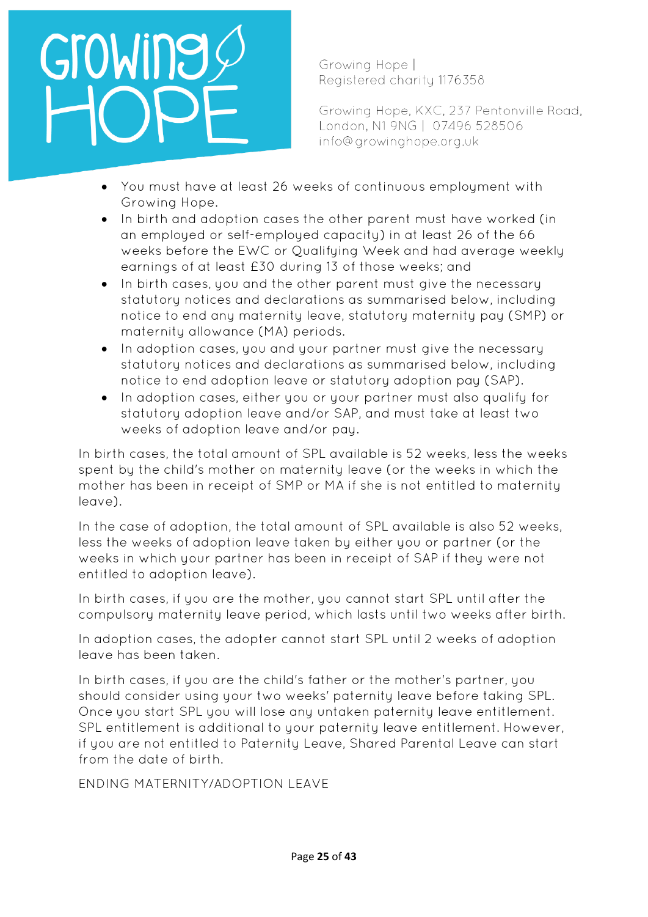- You must have at least 26 weeks of continuous employment with Growing Hope.
- In birth and adoption cases the other parent must have worked (in an employed or self-employed capacity) in at least 26 of the 66 weeks before the EWC or Qualifying Week and had average weekly earnings of at least £30 during 13 of those weeks; and
- In birth cases, you and the other parent must give the necessary statutory notices and declarations as summarised below, including notice to end any maternity leave, statutory maternity pay (SMP) or maternity allowance (MA) periods.
- In adoption cases, you and your partner must give the necessary statutory notices and declarations as summarised below, including notice to end adoption leave or statutory adoption pay (SAP).
- In adoption cases, either you or your partner must also qualify for statutory adoption leave and/or SAP, and must take at least two weeks of adoption leave and/or pay.

In birth cases, the total amount of SPL available is 52 weeks, less the weeks spent by the child's mother on maternity leave (or the weeks in which the mother has been in receipt of SMP or MA if she is not entitled to maternity leave).

In the case of adoption, the total amount of SPL available is also 52 weeks, less the weeks of adoption leave taken by either you or partner (or the weeks in which your partner has been in receipt of SAP if they were not entitled to adoption leave).

In birth cases, if you are the mother, you cannot start SPL until after the compulsory maternity leave period, which lasts until two weeks after birth.

In adoption cases, the adopter cannot start SPL until 2 weeks of adoption leave has been taken.

In birth cases, if you are the child's father or the mother's partner, you should consider using your two weeks' paternity leave before taking SPL. Once you start SPL you will lose any untaken paternity leave entitlement. SPL entitlement is additional to your paternity leave entitlement. However, if you are not entitled to Paternity Leave, Shared Parental Leave can start from the date of birth.

ENDING MATERNITY/ADOPTION LEAVE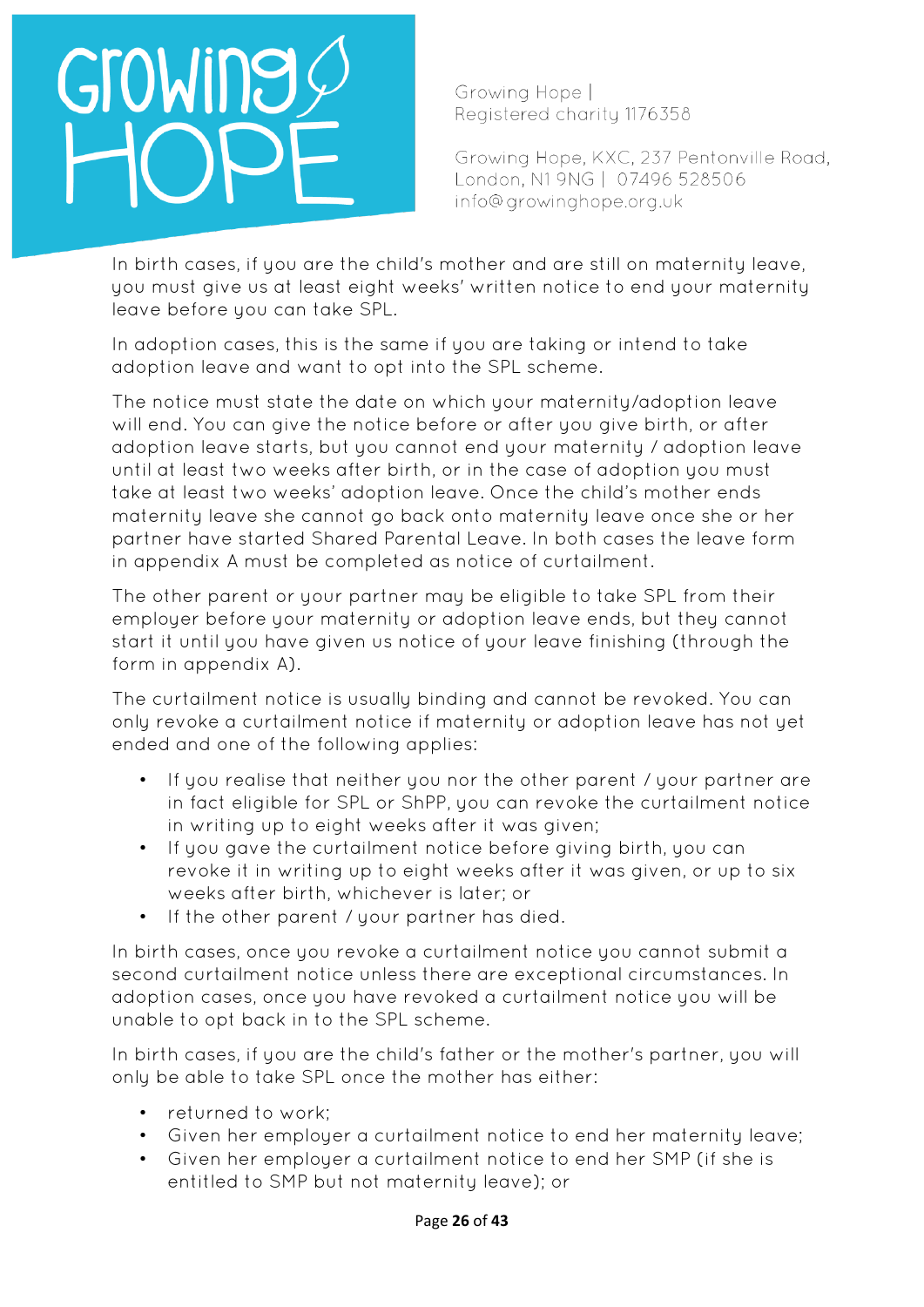In birth cases, if you are the child's mother and are still on maternity leave, you must give us at least eight weeks' written notice to end your maternity leave before you can take SPL.

In adoption cases, this is the same if you are taking or intend to take adoption leave and want to opt into the SPL scheme.

The notice must state the date on which your maternity/adoption leave will end. You can give the notice before or after you give birth, or after adoption leave starts, but you cannot end your maternity / adoption leave until at least two weeks after birth, or in the case of adoption you must take at least two weeks' adoption leave. Once the child's mother ends maternity leave she cannot go back onto maternity leave once she or her partner have started Shared Parental Leave. In both cases the leave form in appendix A must be completed as notice of curtailment.

The other parent or your partner may be eligible to take SPL from their employer before your maternity or adoption leave ends, but they cannot start it until you have given us notice of your leave finishing (through the form in appendix A).

The curtailment notice is usually binding and cannot be revoked. You can only revoke a curtailment notice if maternity or adoption leave has not yet ended and one of the following applies:

- If you realise that neither you nor the other parent / your partner are in fact eligible for SPL or ShPP, you can revoke the curtailment notice in writing up to eight weeks after it was given;
- If you gave the curtailment notice before giving birth, you can revoke it in writing up to eight weeks after it was given, or up to six weeks after birth, whichever is later; or
- If the other parent / your partner has died.

In birth cases, once you revoke a curtailment notice you cannot submit a second curtailment notice unless there are exceptional circumstances. In adoption cases, once you have revoked a curtailment notice you will be unable to opt back in to the SPL scheme.

In birth cases, if you are the child's father or the mother's partner, you will only be able to take SPL once the mother has either:

- returned to work;
- Given her employer a curtailment notice to end her maternity leave;
- Given her employer a curtailment notice to end her SMP (if she is entitled to SMP but not maternity leave); or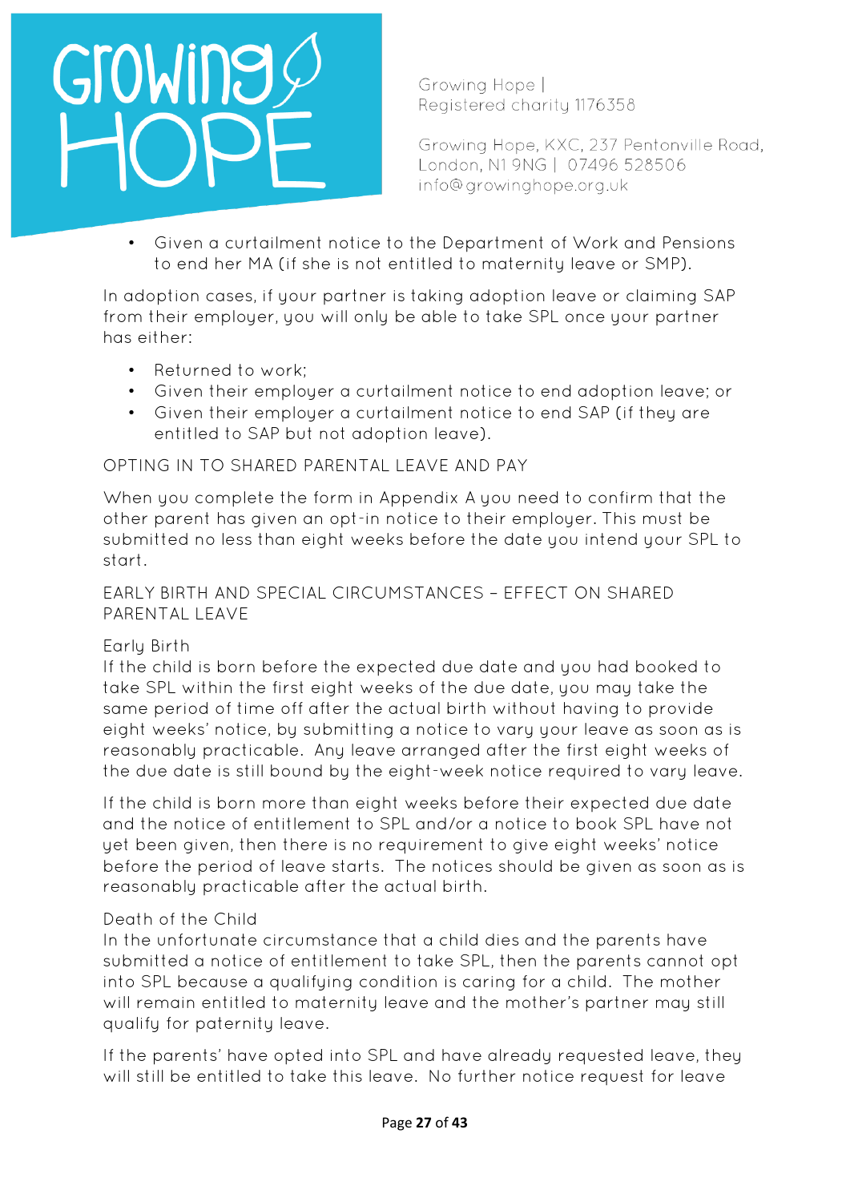- Given a curtailment notice to the Department of Work and Pensions to end her MA (if she is not entitled to maternity leave or SMP).

In adoption cases, if your partner is taking adoption leave or claiming SAP from their employer, you will only be able to take SPL once your partner has either:

- Returned to work;
- Given their employer a curtailment notice to end adoption leave; or
- Given their employer a curtailment notice to end SAP (if they are entitled to SAP but not adoption leave).

## OPTING IN TO SHARED PARENTAL LEAVE AND PAY

When you complete the form in Appendix A you need to confirm that the other parent has given an opt-in notice to their employer. This must be submitted no less than eight weeks before the date you intend your SPL to start.

## EARLY BIRTH AND SPECIAL CIRCUMSTANCES – EFFECT ON SHARED PARENTAL LEAVE

### Early Birth

If the child is born before the expected due date and you had booked to take SPL within the first eight weeks of the due date, you may take the same period of time off after the actual birth without having to provide eight weeks' notice, by submitting a notice to vary your leave as soon as is reasonably practicable. Any leave arranged after the first eight weeks of the due date is still bound by the eight-week notice required to vary leave.

If the child is born more than eight weeks before their expected due date and the notice of entitlement to SPL and/or a notice to book SPL have not yet been given, then there is no requirement to give eight weeks' notice before the period of leave starts. The notices should be given as soon as is reasonably practicable after the actual birth.

### Death of the Child

In the unfortunate circumstance that a child dies and the parents have submitted a notice of entitlement to take SPL, then the parents cannot opt into SPL because a qualifying condition is caring for a child. The mother will remain entitled to maternity leave and the mother's partner may still qualify for paternity leave.

If the parents' have opted into SPL and have already requested leave, they will still be entitled to take this leave. No further notice request for leave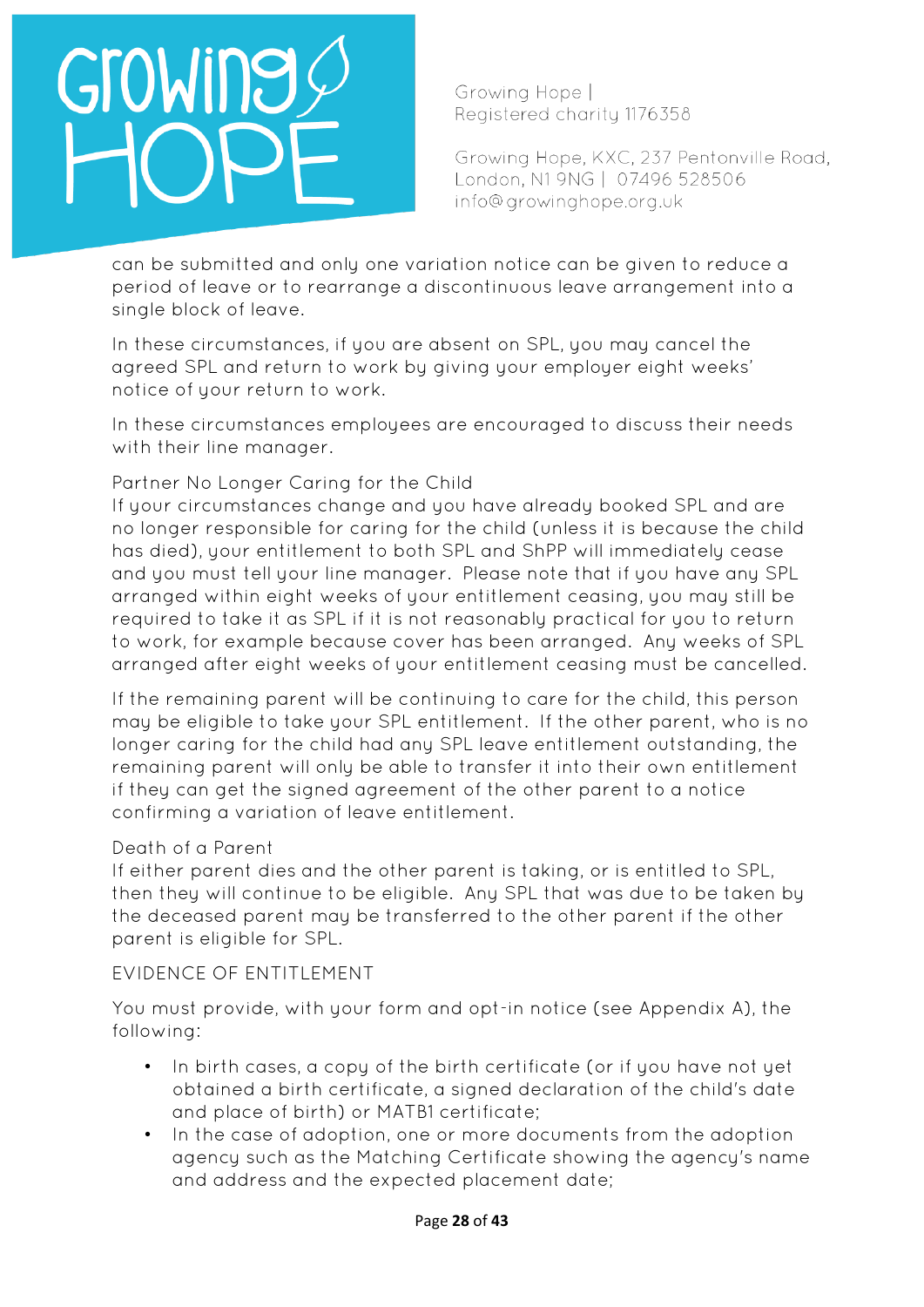can be submitted and only one variation notice can be given to reduce a period of leave or to rearrange a discontinuous leave arrangement into a single block of leave.

In these circumstances, if you are absent on SPL, you may cancel the agreed SPL and return to work by giving your employer eight weeks' notice of your return to work.

In these circumstances employees are encouraged to discuss their needs with their line manager.

Partner No Longer Caring for the Child

If your circumstances change and you have already booked SPL and are no longer responsible for caring for the child (unless it is because the child has died), your entitlement to both SPL and ShPP will immediately cease and you must tell your line manager. Please note that if you have any SPL arranged within eight weeks of your entitlement ceasing, you may still be required to take it as SPL if it is not reasonably practical for you to return to work, for example because cover has been arranged. Any weeks of SPL arranged after eight weeks of your entitlement ceasing must be cancelled.

If the remaining parent will be continuing to care for the child, this person may be eligible to take your SPL entitlement. If the other parent, who is no longer caring for the child had any SPL leave entitlement outstanding, the remaining parent will only be able to transfer it into their own entitlement if they can get the signed agreement of the other parent to a notice confirming a variation of leave entitlement.

Death of a Parent

If either parent dies and the other parent is taking, or is entitled to SPL, then they will continue to be eligible. Any SPL that was due to be taken by the deceased parent may be transferred to the other parent if the other parent is eligible for SPL.

EVIDENCE OF ENTITLEMENT

You must provide, with your form and opt-in notice (see Appendix A), the following:

- In birth cases, a copy of the birth certificate (or if you have not yet obtained a birth certificate, a signed declaration of the child's date and place of birth) or MATB1 certificate;
- In the case of adoption, one or more documents from the adoption agency such as the Matching Certificate showing the agency's name and address and the expected placement date;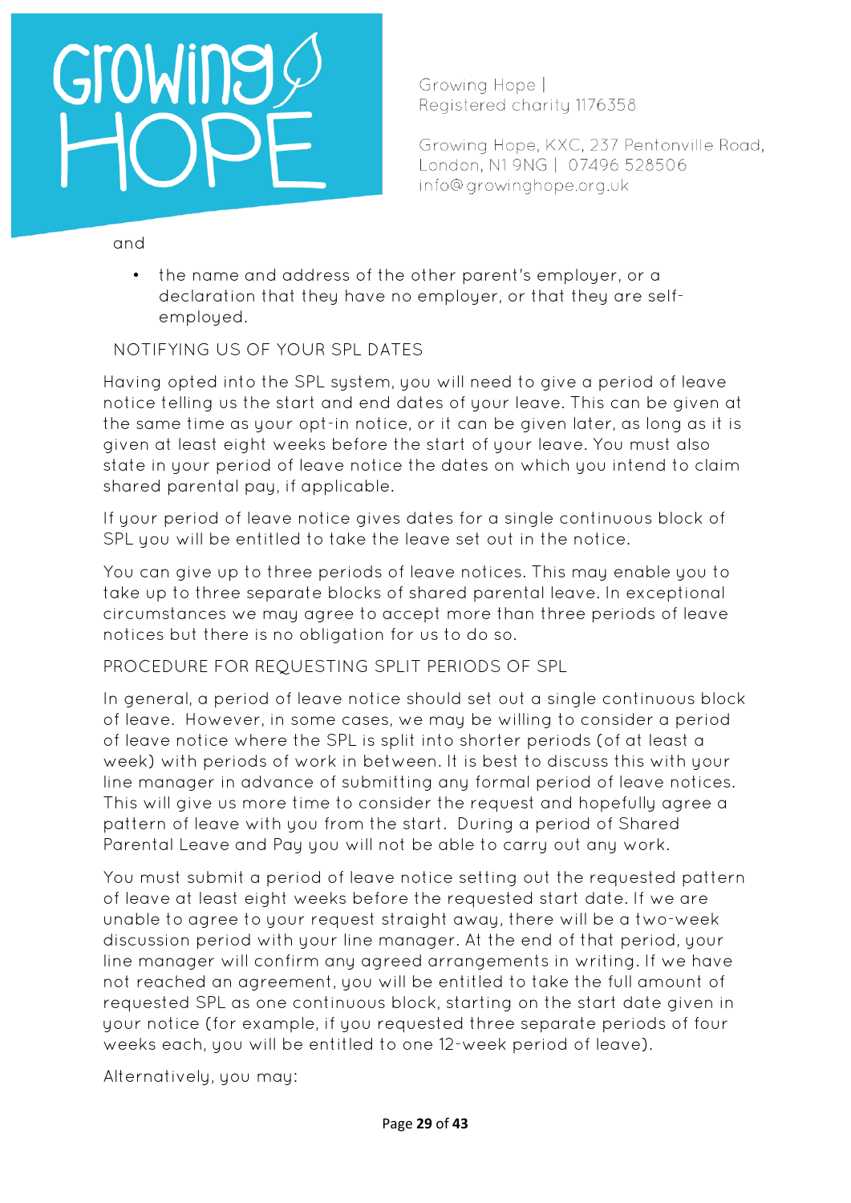and

- the name and address of the other parent's employer, or a declaration that they have no employer, or that they are self-employed.

## NOTIFYING US OF YOUR SPL DATES

Having opted into the SPL system, you will need to give a period of leave notice telling us the start and end dates of your leave. This can be given at the same time as your opt-in notice, or it can be given later, as long as it is given at least eight weeks before the start of your leave. You must also state in your period of leave notice the dates on which you intend to claim shared parental pay, if applicable.

If your period of leave notice gives dates for a single continuous block of SPL you will be entitled to take the leave set out in the notice.

You can give up to three periods of leave notices. This may enable you to take up to three separate blocks of shared parental leave. In exceptional circumstances we may agree to accept more than three periods of leave notices but there is no obligation for us to do so.

## PROCEDURE FOR REQUESTING SPLIT PERIODS OF SPL

In general, a period of leave notice should set out a single continuous block of leave. However, in some cases, we may be willing to consider a period of leave notice where the SPL is split into shorter periods (of at least a week) with periods of work in between. It is best to discuss this with your line manager in advance of submitting any formal period of leave notices. This will give us more time to consider the request and hopefully agree a pattern of leave with you from the start. During a period of Shared Parental Leave and Pay you will not be able to carry out any work.

You must submit a period of leave notice setting out the requested pattern of leave at least eight weeks before the requested start date. If we are unable to agree to your request straight away, there will be a two-week discussion period with your line manager. At the end of that period, your line manager will confirm any agreed arrangements in writing. If we have not reached an agreement, you will be entitled to take the full amount of requested SPL as one continuous block, starting on the start date given in your notice (for example, if you requested three separate periods of four weeks each, you will be entitled to one 12-week period of leave).

Alternatively, you may: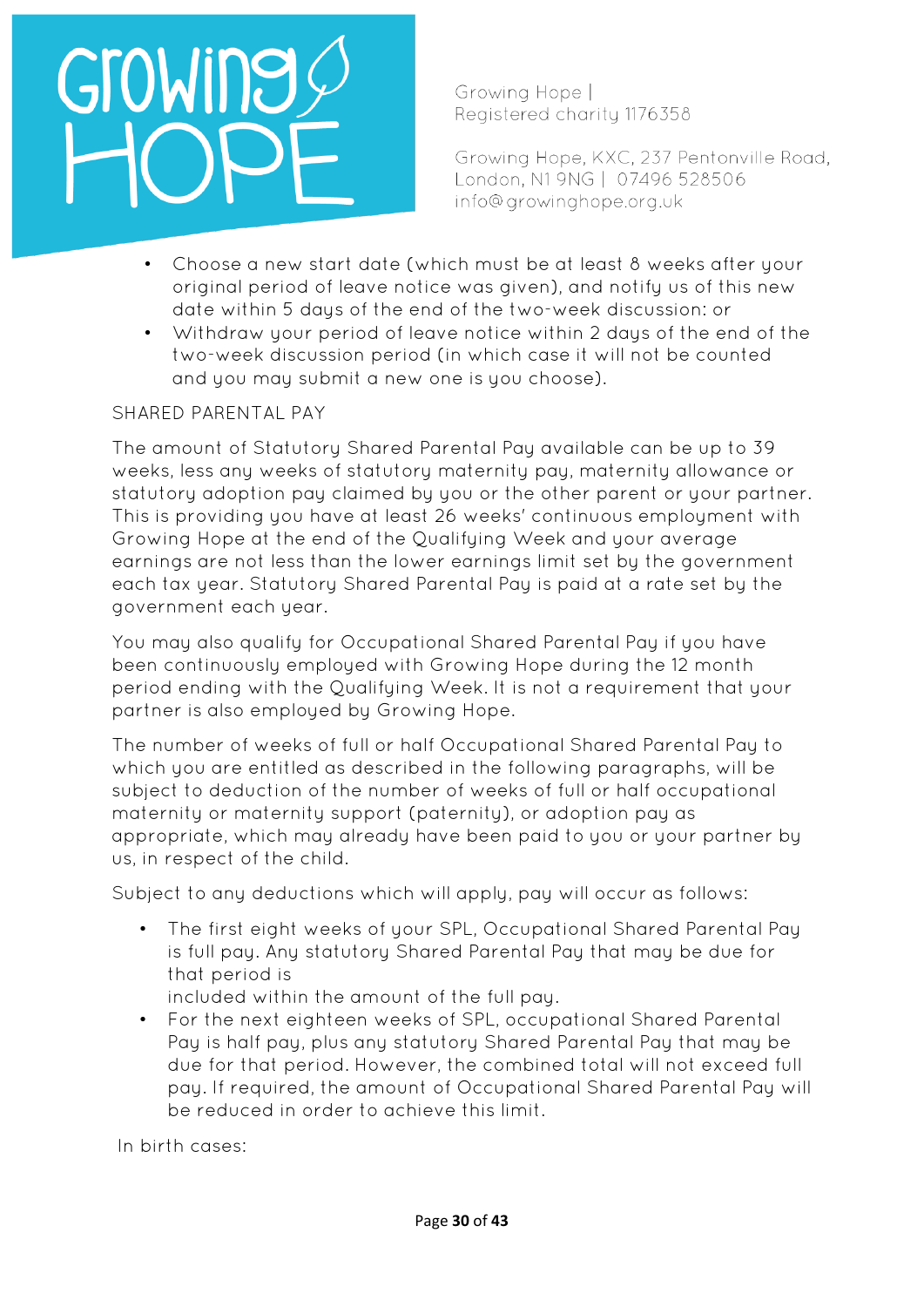- Choose a new start date (which must be at least 8 weeks after your original period of leave notice was given), and notify us of this new date within 5 days of the end of the two-week discussion: or
- Withdraw your period of leave notice within 2 days of the end of the two-week discussion period (in which case it will not be counted and you may submit a new one is you choose).

## SHARED PARENTAL PAY

The amount of Statutory Shared Parental Pay available can be up to 39 weeks, less any weeks of statutory maternity pay, maternity allowance or statutory adoption pay claimed by you or the other parent or your partner. This is providing you have at least 26 weeks' continuous employment with Growing Hope at the end of the Qualifying Week and your average earnings are not less than the lower earnings limit set by the government each tax year. Statutory Shared Parental Pay is paid at a rate set by the government each year.

You may also qualify for Occupational Shared Parental Pay if you have been continuously employed with Growing Hope during the 12 month period ending with the Qualifying Week. It is not a requirement that your partner is also employed by Growing Hope.

The number of weeks of full or half Occupational Shared Parental Pay to which you are entitled as described in the following paragraphs, will be subject to deduction of the number of weeks of full or half occupational maternity or maternity support (paternity), or adoption pay as appropriate, which may already have been paid to you or your partner by us, in respect of the child.

Subject to any deductions which will apply, pay will occur as follows:

- The first eight weeks of your SPL, Occupational Shared Parental Pay is full pay. Any statutory Shared Parental Pay that may be due for that period is included within the amount of the full pay.
- For the next eighteen weeks of SPL, occupational Shared Parental Pay is half pay, plus any statutory Shared Parental Pay that may be due for that period. However, the combined total will not exceed full pay. If required, the amount of Occupational Shared Parental Pay will be reduced in order to achieve this limit.

In birth cases: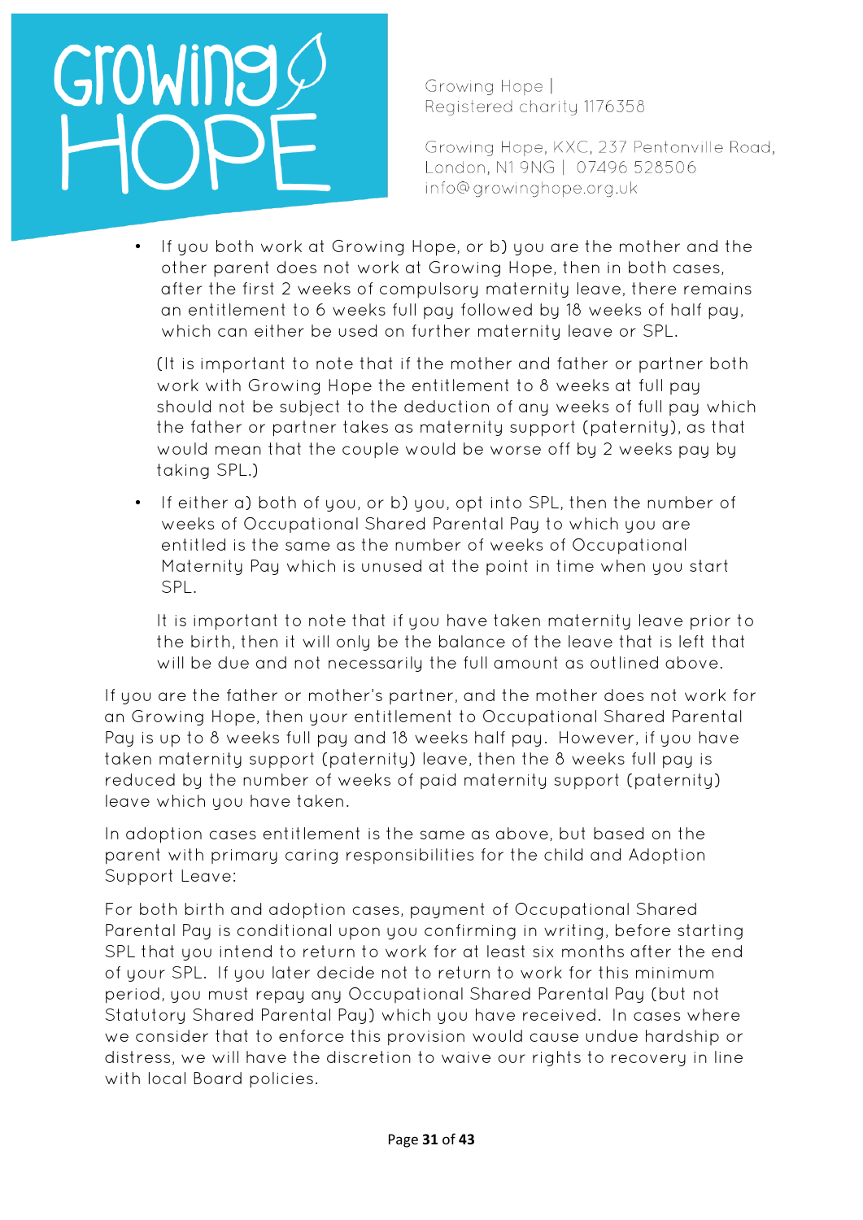- If you both work at Growing Hope, or b) you are the mother and the other parent does not work at Growing Hope, then in both cases, after the first 2 weeks of compulsory maternity leave, there remains an entitlement to 6 weeks full pay followed by 18 weeks of half pay, which can either be used on further maternity leave or SPL.

  (It is important to note that if the mother and father or partner both work with Growing Hope the entitlement to 8 weeks at full pay should not be subject to the deduction of any weeks of full pay which the father or partner takes as maternity support (paternity), as that would mean that the couple would be worse off by 2 weeks pay by taking SPL.)

- If either a) both of you, or b) you, opt into SPL, then the number of weeks of Occupational Shared Parental Pay to which you are entitled is the same as the number of weeks of Occupational Maternity Pay which is unused at the point in time when you start SPL.

  It is important to note that if you have taken maternity leave prior to the birth, then it will only be the balance of the leave that is left that will be due and not necessarily the full amount as outlined above.

If you are the father or mother's partner, and the mother does not work for an Growing Hope, then your entitlement to Occupational Shared Parental Pay is up to 8 weeks full pay and 18 weeks half pay. However, if you have taken maternity support (paternity) leave, then the 8 weeks full pay is reduced by the number of weeks of paid maternity support (paternity) leave which you have taken.

In adoption cases entitlement is the same as above, but based on the parent with primary caring responsibilities for the child and Adoption Support Leave:

For both birth and adoption cases, payment of Occupational Shared Parental Pay is conditional upon you confirming in writing, before starting SPL that you intend to return to work for at least six months after the end of your SPL. If you later decide not to return to work for this minimum period, you must repay any Occupational Shared Parental Pay (but not Statutory Shared Parental Pay) which you have received. In cases where we consider that to enforce this provision would cause undue hardship or distress, we will have the discretion to waive our rights to recovery in line with local Board policies.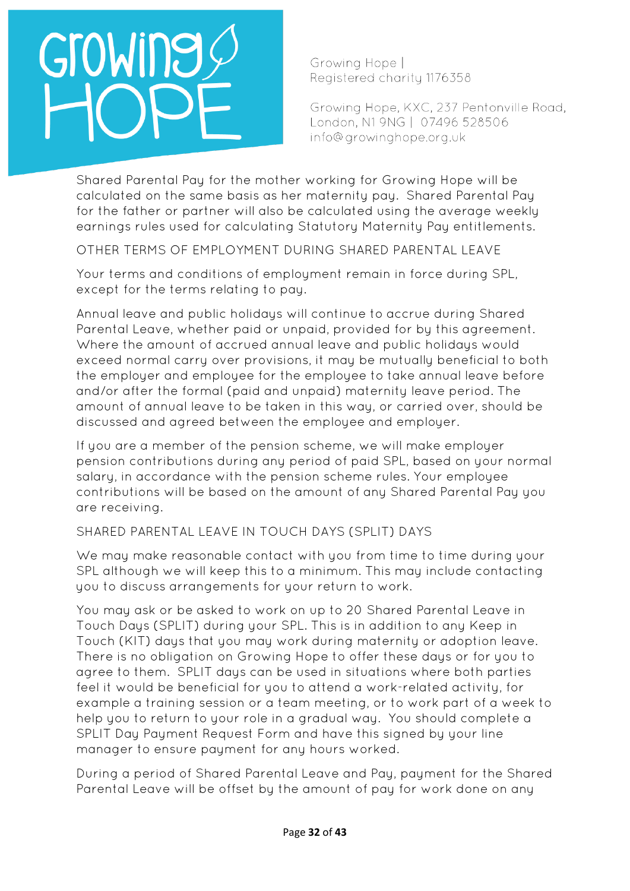Shared Parental Pay for the mother working for Growing Hope will be calculated on the same basis as her maternity pay. Shared Parental Pay for the father or partner will also be calculated using the average weekly earnings rules used for calculating Statutory Maternity Pay entitlements.

## OTHER TERMS OF EMPLOYMENT DURING SHARED PARENTAL LEAVE

Your terms and conditions of employment remain in force during SPL, except for the terms relating to pay.

Annual leave and public holidays will continue to accrue during Shared Parental Leave, whether paid or unpaid, provided for by this agreement. Where the amount of accrued annual leave and public holidays would exceed normal carry over provisions, it may be mutually beneficial to both the employer and employee for the employee to take annual leave before and/or after the formal (paid and unpaid) maternity leave period. The amount of annual leave to be taken in this way, or carried over, should be discussed and agreed between the employee and employer.

If you are a member of the pension scheme, we will make employer pension contributions during any period of paid SPL, based on your normal salary, in accordance with the pension scheme rules. Your employee contributions will be based on the amount of any Shared Parental Pay you are receiving.

## SHARED PARENTAL LEAVE IN TOUCH DAYS (SPLIT) DAYS

We may make reasonable contact with you from time to time during your SPL although we will keep this to a minimum. This may include contacting you to discuss arrangements for your return to work.

You may ask or be asked to work on up to 20 Shared Parental Leave in Touch Days (SPLIT) during your SPL. This is in addition to any Keep in Touch (KIT) days that you may work during maternity or adoption leave. There is no obligation on Growing Hope to offer these days or for you to agree to them. SPLIT days can be used in situations where both parties feel it would be beneficial for you to attend a work-related activity, for example a training session or a team meeting, or to work part of a week to help you to return to your role in a gradual way. You should complete a SPLIT Day Payment Request Form and have this signed by your line manager to ensure payment for any hours worked.

During a period of Shared Parental Leave and Pay, payment for the Shared Parental Leave will be offset by the amount of pay for work done on any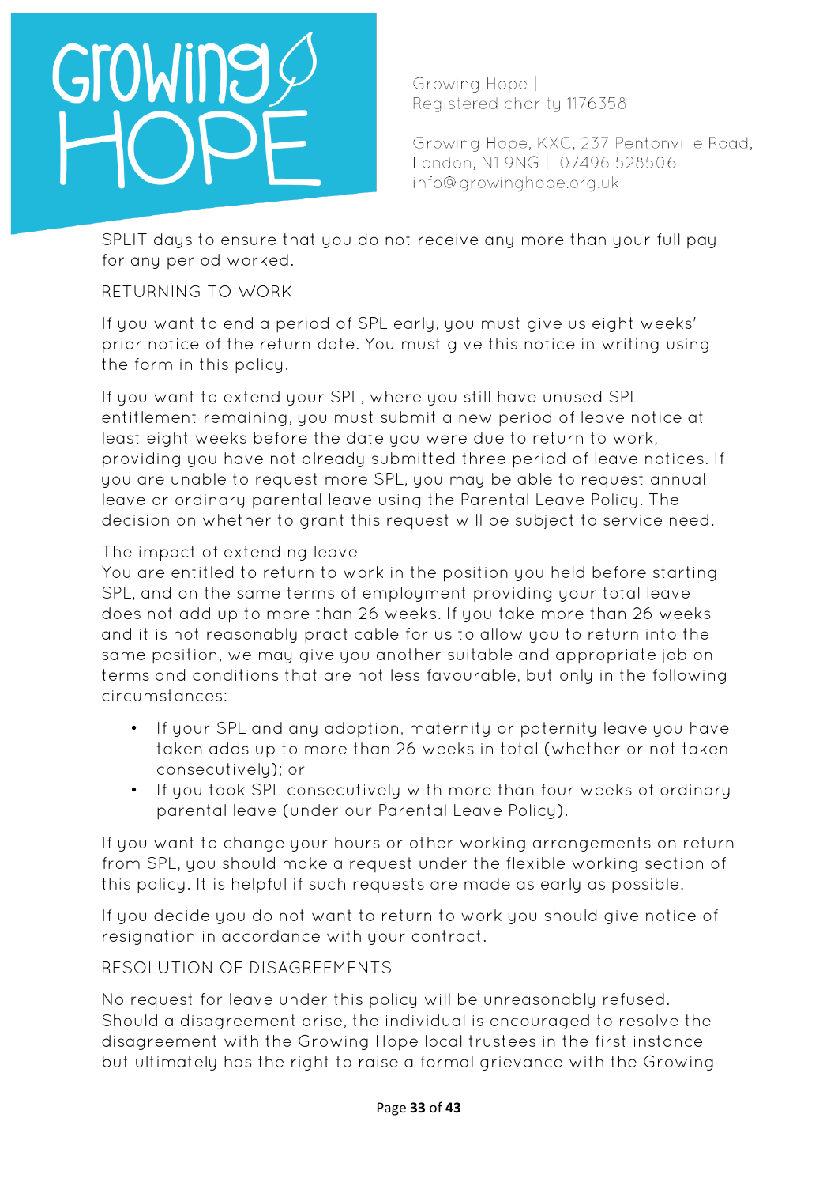SPLIT days to ensure that you do not receive any more than your full pay for any period worked.

## RETURNING TO WORK

If you want to end a period of SPL early, you must give us eight weeks' prior notice of the return date. You must give this notice in writing using the form in this policy.

If you want to extend your SPL, where you still have unused SPL entitlement remaining, you must submit a new period of leave notice at least eight weeks before the date you were due to return to work, providing you have not already submitted three period of leave notices. If you are unable to request more SPL, you may be able to request annual leave or ordinary parental leave using the Parental Leave Policy. The decision on whether to grant this request will be subject to service need.

### The impact of extending leave

You are entitled to return to work in the position you held before starting SPL, and on the same terms of employment providing your total leave does not add up to more than 26 weeks. If you take more than 26 weeks and it is not reasonably practicable for us to allow you to return into the same position, we may give you another suitable and appropriate job on terms and conditions that are not less favourable, but only in the following circumstances:

- If your SPL and any adoption, maternity or paternity leave you have taken adds up to more than 26 weeks in total (whether or not taken consecutively); or
- If you took SPL consecutively with more than four weeks of ordinary parental leave (under our Parental Leave Policy).

If you want to change your hours or other working arrangements on return from SPL, you should make a request under the flexible working section of this policy. It is helpful if such requests are made as early as possible.

If you decide you do not want to return to work you should give notice of resignation in accordance with your contract.

## RESOLUTION OF DISAGREEMENTS

No request for leave under this policy will be unreasonably refused. Should a disagreement arise, the individual is encouraged to resolve the disagreement with the Growing Hope local trustees in the first instance but ultimately has the right to raise a formal grievance with the Growing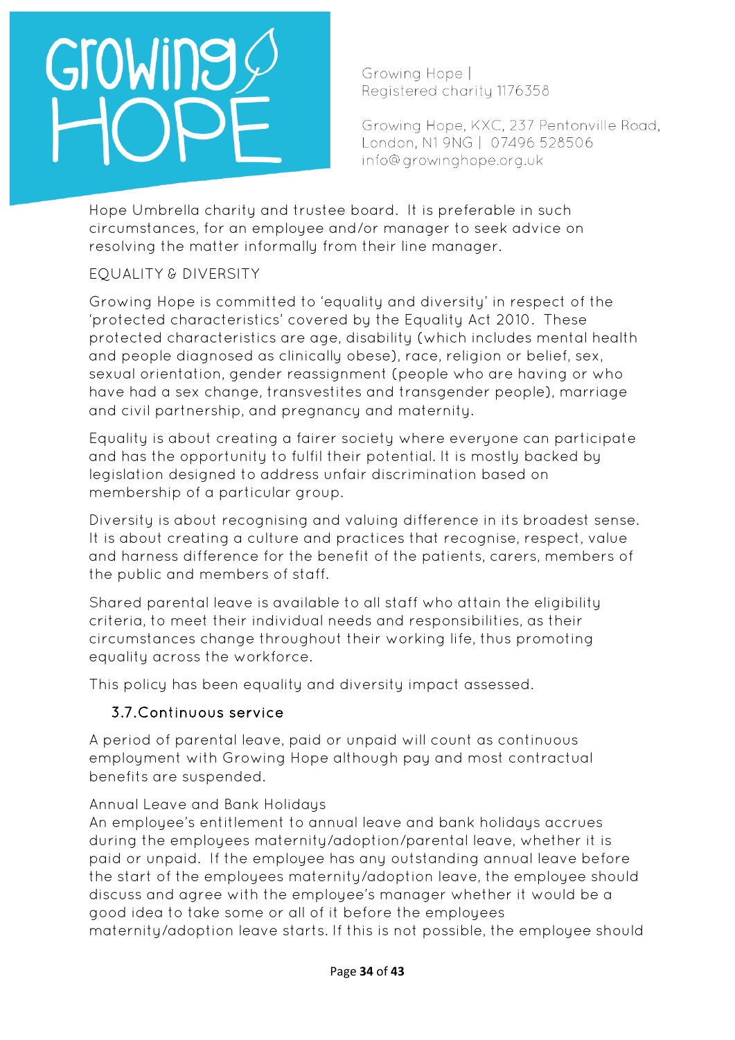Hope Umbrella charity and trustee board. It is preferable in such circumstances, for an employee and/or manager to seek advice on resolving the matter informally from their line manager.

EQUALITY & DIVERSITY

Growing Hope is committed to 'equality and diversity' in respect of the 'protected characteristics' covered by the Equality Act 2010. These protected characteristics are age, disability (which includes mental health and people diagnosed as clinically obese), race, religion or belief, sex, sexual orientation, gender reassignment (people who are having or who have had a sex change, transvestites and transgender people), marriage and civil partnership, and pregnancy and maternity.

Equality is about creating a fairer society where everyone can participate and has the opportunity to fulfil their potential. It is mostly backed by legislation designed to address unfair discrimination based on membership of a particular group.

Diversity is about recognising and valuing difference in its broadest sense. It is about creating a culture and practices that recognise, respect, value and harness difference for the benefit of the patients, carers, members of the public and members of staff.

Shared parental leave is available to all staff who attain the eligibility criteria, to meet their individual needs and responsibilities, as their circumstances change throughout their working life, thus promoting equality across the workforce.

This policy has been equality and diversity impact assessed.

### 3.7. Continuous service

A period of parental leave, paid or unpaid will count as continuous employment with Growing Hope although pay and most contractual benefits are suspended.

Annual Leave and Bank Holidays

An employee's entitlement to annual leave and bank holidays accrues during the employees maternity/adoption/parental leave, whether it is paid or unpaid. If the employee has any outstanding annual leave before the start of the employees maternity/adoption leave, the employee should discuss and agree with the employee's manager whether it would be a good idea to take some or all of it before the employees maternity/adoption leave starts. If this is not possible, the employee should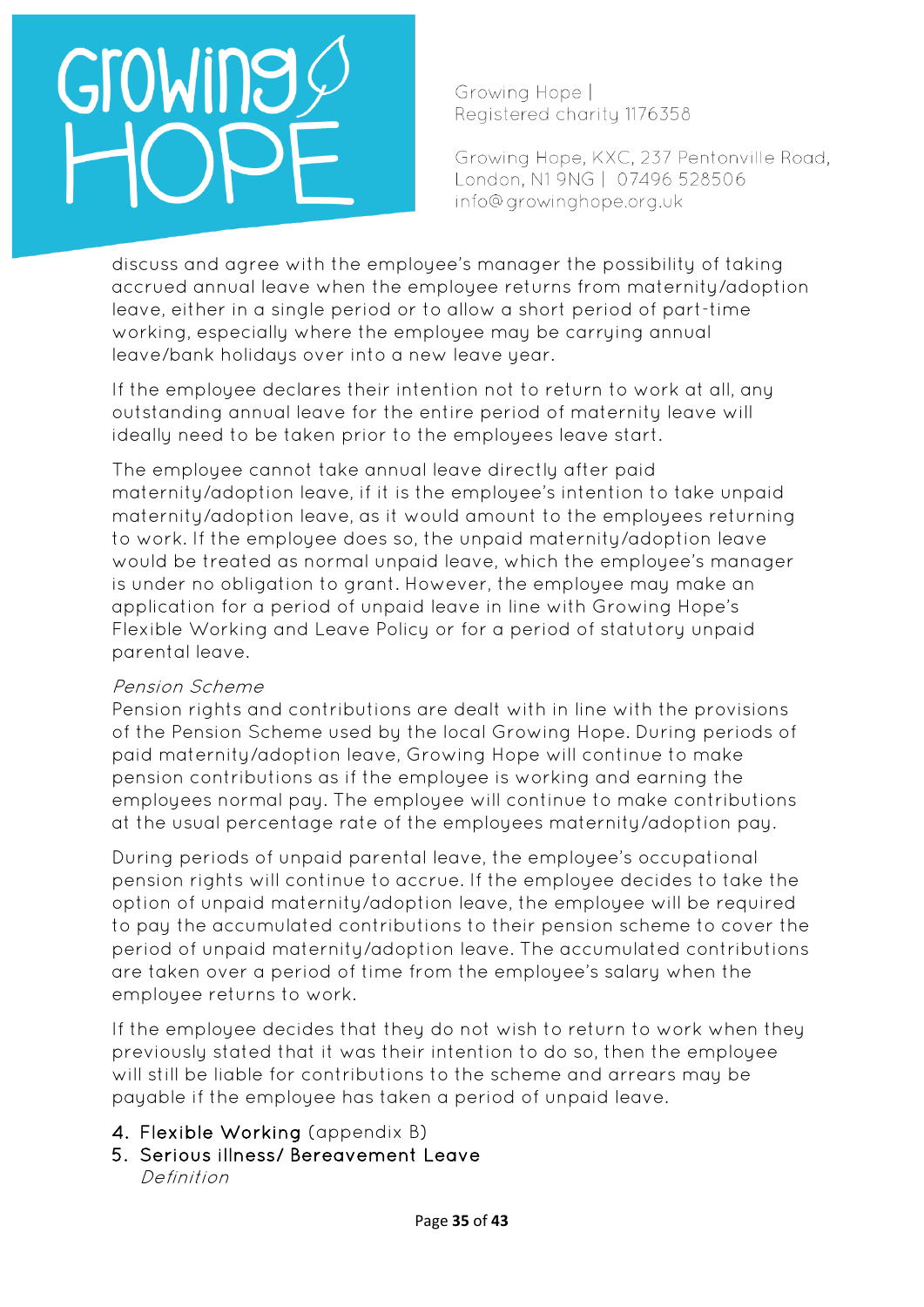discuss and agree with the employee's manager the possibility of taking accrued annual leave when the employee returns from maternity/adoption leave, either in a single period or to allow a short period of part-time working, especially where the employee may be carrying annual leave/bank holidays over into a new leave year.

If the employee declares their intention not to return to work at all, any outstanding annual leave for the entire period of maternity leave will ideally need to be taken prior to the employees leave start.

The employee cannot take annual leave directly after paid maternity/adoption leave, if it is the employee's intention to take unpaid maternity/adoption leave, as it would amount to the employees returning to work. If the employee does so, the unpaid maternity/adoption leave would be treated as normal unpaid leave, which the employee's manager is under no obligation to grant. However, the employee may make an application for a period of unpaid leave in line with Growing Hope's Flexible Working and Leave Policy or for a period of statutory unpaid parental leave.

*Pension Scheme*

Pension rights and contributions are dealt with in line with the provisions of the Pension Scheme used by the local Growing Hope. During periods of paid maternity/adoption leave, Growing Hope will continue to make pension contributions as if the employee is working and earning the employees normal pay. The employee will continue to make contributions at the usual percentage rate of the employees maternity/adoption pay.

During periods of unpaid parental leave, the employee's occupational pension rights will continue to accrue. If the employee decides to take the option of unpaid maternity/adoption leave, the employee will be required to pay the accumulated contributions to their pension scheme to cover the period of unpaid maternity/adoption leave. The accumulated contributions are taken over a period of time from the employee's salary when the employee returns to work.

If the employee decides that they do not wish to return to work when they previously stated that it was their intention to do so, then the employee will still be liable for contributions to the scheme and arrears may be payable if the employee has taken a period of unpaid leave.

4. Flexible Working (appendix B)
5. Serious illness/ Bereavement Leave

   *Definition*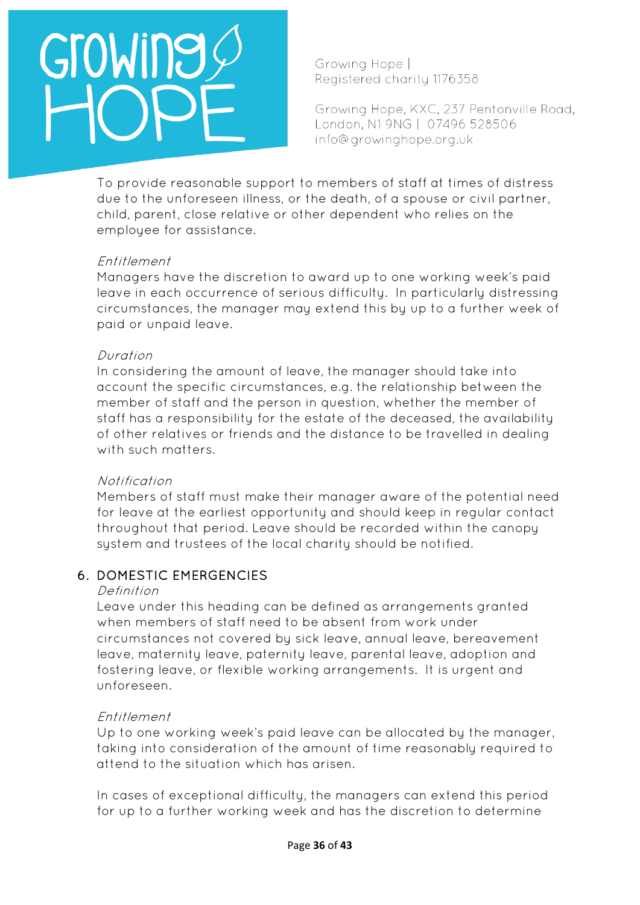To provide reasonable support to members of staff at times of distress due to the unforeseen illness, or the death, of a spouse or civil partner, child, parent, close relative or other dependent who relies on the employee for assistance.

*Entitlement*
Managers have the discretion to award up to one working week's paid leave in each occurrence of serious difficulty. In particularly distressing circumstances, the manager may extend this by up to a further week of paid or unpaid leave.

*Duration*
In considering the amount of leave, the manager should take into account the specific circumstances, e.g. the relationship between the member of staff and the person in question, whether the member of staff has a responsibility for the estate of the deceased, the availability of other relatives or friends and the distance to be travelled in dealing with such matters.

*Notification*
Members of staff must make their manager aware of the potential need for leave at the earliest opportunity and should keep in regular contact throughout that period. Leave should be recorded within the canopy system and trustees of the local charity should be notified.

## 6. DOMESTIC EMERGENCIES

*Definition*
Leave under this heading can be defined as arrangements granted when members of staff need to be absent from work under circumstances not covered by sick leave, annual leave, bereavement leave, maternity leave, paternity leave, parental leave, adoption and fostering leave, or flexible working arrangements. It is urgent and unforeseen.

*Entitlement*
Up to one working week's paid leave can be allocated by the manager, taking into consideration of the amount of time reasonably required to attend to the situation which has arisen.

In cases of exceptional difficulty, the managers can extend this period for up to a further working week and has the discretion to determine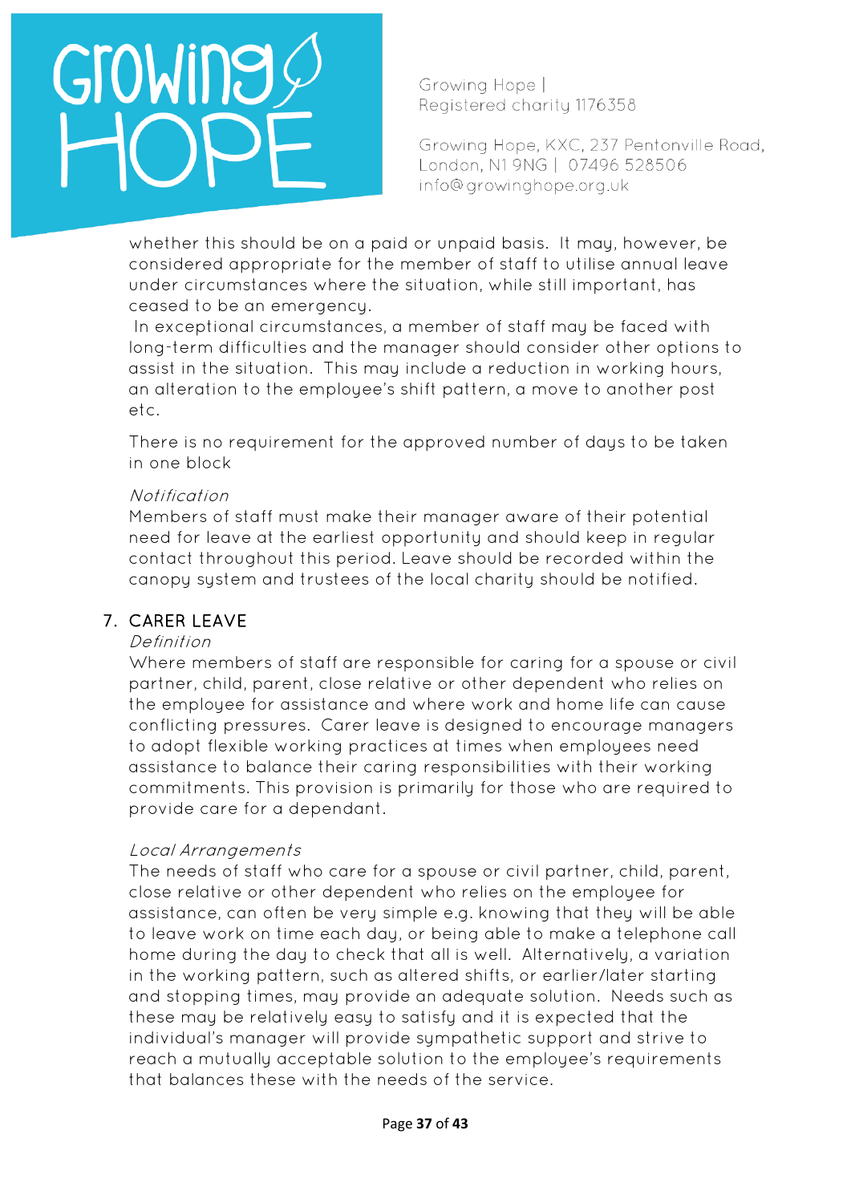whether this should be on a paid or unpaid basis. It may, however, be considered appropriate for the member of staff to utilise annual leave under circumstances where the situation, while still important, has ceased to be an emergency.

In exceptional circumstances, a member of staff may be faced with long-term difficulties and the manager should consider other options to assist in the situation. This may include a reduction in working hours, an alteration to the employee's shift pattern, a move to another post etc.

There is no requirement for the approved number of days to be taken in one block

*Notification*

Members of staff must make their manager aware of their potential need for leave at the earliest opportunity and should keep in regular contact throughout this period. Leave should be recorded within the canopy system and trustees of the local charity should be notified.

## 7. CARER LEAVE

*Definition*

Where members of staff are responsible for caring for a spouse or civil partner, child, parent, close relative or other dependent who relies on the employee for assistance and where work and home life can cause conflicting pressures. Carer leave is designed to encourage managers to adopt flexible working practices at times when employees need assistance to balance their caring responsibilities with their working commitments. This provision is primarily for those who are required to provide care for a dependant.

*Local Arrangements*

The needs of staff who care for a spouse or civil partner, child, parent, close relative or other dependent who relies on the employee for assistance, can often be very simple e.g. knowing that they will be able to leave work on time each day, or being able to make a telephone call home during the day to check that all is well. Alternatively, a variation in the working pattern, such as altered shifts, or earlier/later starting and stopping times, may provide an adequate solution. Needs such as these may be relatively easy to satisfy and it is expected that the individual's manager will provide sympathetic support and strive to reach a mutually acceptable solution to the employee's requirements that balances these with the needs of the service.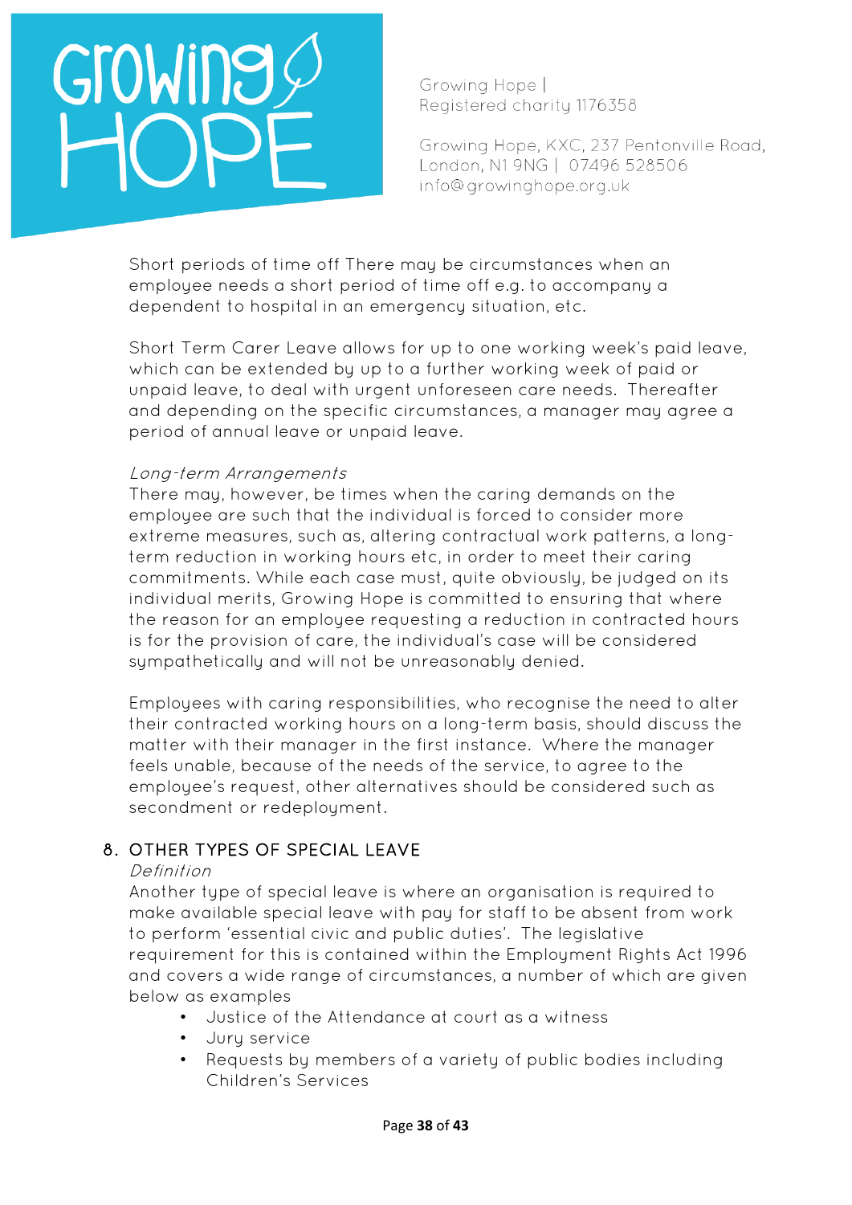Short periods of time off There may be circumstances when an employee needs a short period of time off e.g. to accompany a dependent to hospital in an emergency situation, etc.

Short Term Carer Leave allows for up to one working week's paid leave, which can be extended by up to a further working week of paid or unpaid leave, to deal with urgent unforeseen care needs. Thereafter and depending on the specific circumstances, a manager may agree a period of annual leave or unpaid leave.

*Long-term Arrangements*
There may, however, be times when the caring demands on the employee are such that the individual is forced to consider more extreme measures, such as, altering contractual work patterns, a long-term reduction in working hours etc, in order to meet their caring commitments. While each case must, quite obviously, be judged on its individual merits, Growing Hope is committed to ensuring that where the reason for an employee requesting a reduction in contracted hours is for the provision of care, the individual's case will be considered sympathetically and will not be unreasonably denied.

Employees with caring responsibilities, who recognise the need to alter their contracted working hours on a long-term basis, should discuss the matter with their manager in the first instance. Where the manager feels unable, because of the needs of the service, to agree to the employee's request, other alternatives should be considered such as secondment or redeployment.

## 8. OTHER TYPES OF SPECIAL LEAVE

*Definition*
Another type of special leave is where an organisation is required to make available special leave with pay for staff to be absent from work to perform 'essential civic and public duties'. The legislative requirement for this is contained within the Employment Rights Act 1996 and covers a wide range of circumstances, a number of which are given below as examples

- Justice of the Attendance at court as a witness
- Jury service
- Requests by members of a variety of public bodies including Children's Services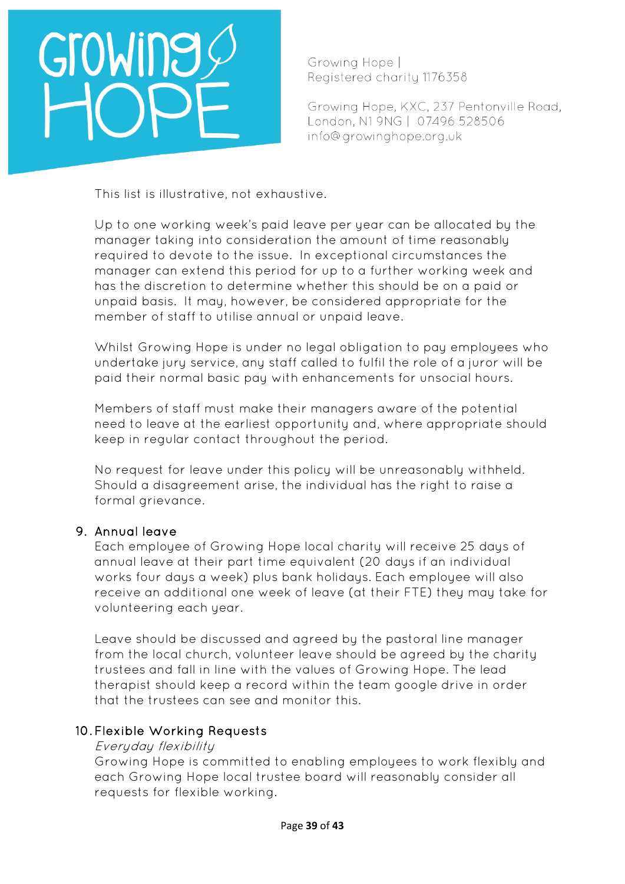This list is illustrative, not exhaustive.

Up to one working week's paid leave per year can be allocated by the manager taking into consideration the amount of time reasonably required to devote to the issue. In exceptional circumstances the manager can extend this period for up to a further working week and has the discretion to determine whether this should be on a paid or unpaid basis. It may, however, be considered appropriate for the member of staff to utilise annual or unpaid leave.

Whilst Growing Hope is under no legal obligation to pay employees who undertake jury service, any staff called to fulfil the role of a juror will be paid their normal basic pay with enhancements for unsocial hours.

Members of staff must make their managers aware of the potential need to leave at the earliest opportunity and, where appropriate should keep in regular contact throughout the period.

No request for leave under this policy will be unreasonably withheld. Should a disagreement arise, the individual has the right to raise a formal grievance.

## 9. Annual leave

Each employee of Growing Hope local charity will receive 25 days of annual leave at their part time equivalent (20 days if an individual works four days a week) plus bank holidays. Each employee will also receive an additional one week of leave (at their FTE) they may take for volunteering each year.

Leave should be discussed and agreed by the pastoral line manager from the local church, volunteer leave should be agreed by the charity trustees and fall in line with the values of Growing Hope. The lead therapist should keep a record within the team google drive in order that the trustees can see and monitor this.

## 10. Flexible Working Requests

*Everyday flexibility*

Growing Hope is committed to enabling employees to work flexibly and each Growing Hope local trustee board will reasonably consider all requests for flexible working.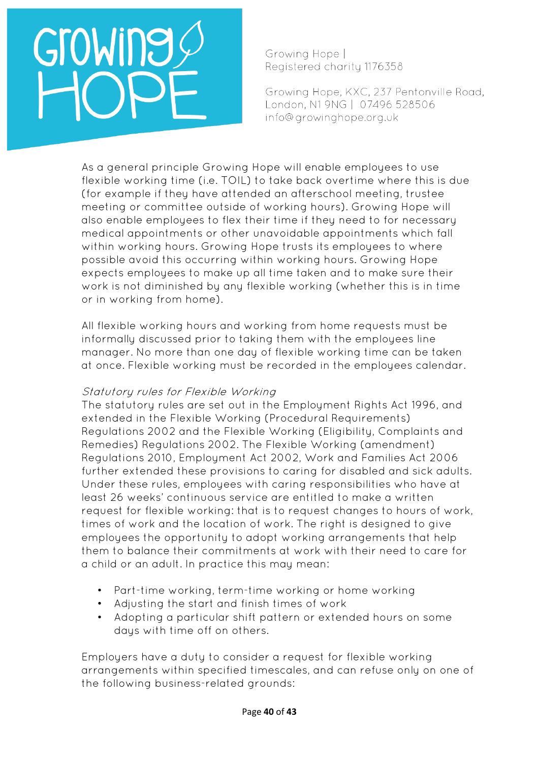As a general principle Growing Hope will enable employees to use flexible working time (i.e. TOIL) to take back overtime where this is due (for example if they have attended an afterschool meeting, trustee meeting or committee outside of working hours). Growing Hope will also enable employees to flex their time if they need to for necessary medical appointments or other unavoidable appointments which fall within working hours. Growing Hope trusts its employees to where possible avoid this occurring within working hours. Growing Hope expects employees to make up all time taken and to make sure their work is not diminished by any flexible working (whether this is in time or in working from home).

All flexible working hours and working from home requests must be informally discussed prior to taking them with the employees line manager. No more than one day of flexible working time can be taken at once. Flexible working must be recorded in the employees calendar.

*Statutory rules for Flexible Working*

The statutory rules are set out in the Employment Rights Act 1996, and extended in the Flexible Working (Procedural Requirements) Regulations 2002 and the Flexible Working (Eligibility, Complaints and Remedies) Regulations 2002. The Flexible Working (amendment) Regulations 2010, Employment Act 2002, Work and Families Act 2006 further extended these provisions to caring for disabled and sick adults. Under these rules, employees with caring responsibilities who have at least 26 weeks' continuous service are entitled to make a written request for flexible working: that is to request changes to hours of work, times of work and the location of work. The right is designed to give employees the opportunity to adopt working arrangements that help them to balance their commitments at work with their need to care for a child or an adult. In practice this may mean:

- Part-time working, term-time working or home working
- Adjusting the start and finish times of work
- Adopting a particular shift pattern or extended hours on some days with time off on others.

Employers have a duty to consider a request for flexible working arrangements within specified timescales, and can refuse only on one of the following business-related grounds: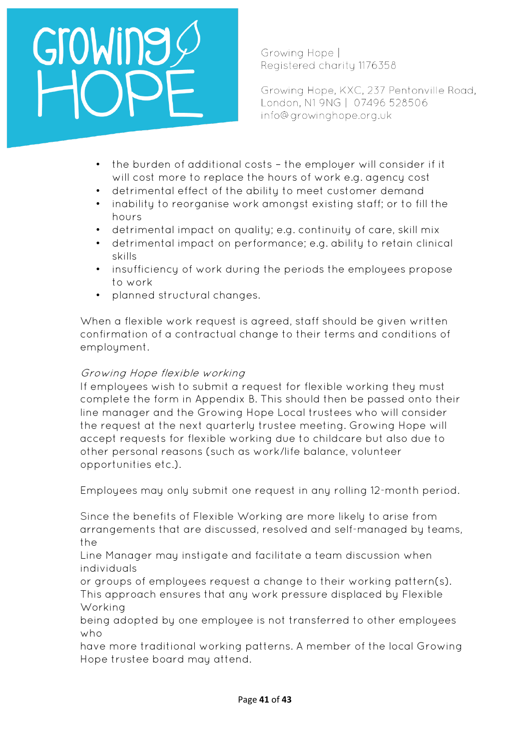- the burden of additional costs – the employer will consider if it will cost more to replace the hours of work e.g. agency cost
- detrimental effect of the ability to meet customer demand
- inability to reorganise work amongst existing staff; or to fill the hours
- detrimental impact on quality; e.g. continuity of care, skill mix
- detrimental impact on performance; e.g. ability to retain clinical skills
- insufficiency of work during the periods the employees propose to work
- planned structural changes.

When a flexible work request is agreed, staff should be given written confirmation of a contractual change to their terms and conditions of employment.

*Growing Hope flexible working*

If employees wish to submit a request for flexible working they must complete the form in Appendix B. This should then be passed onto their line manager and the Growing Hope Local trustees who will consider the request at the next quarterly trustee meeting. Growing Hope will accept requests for flexible working due to childcare but also due to other personal reasons (such as work/life balance, volunteer opportunities etc.).

Employees may only submit one request in any rolling 12-month period.

Since the benefits of Flexible Working are more likely to arise from arrangements that are discussed, resolved and self-managed by teams, the Line Manager may instigate and facilitate a team discussion when individuals or groups of employees request a change to their working pattern(s). This approach ensures that any work pressure displaced by Flexible Working being adopted by one employee is not transferred to other employees who have more traditional working patterns. A member of the local Growing Hope trustee board may attend.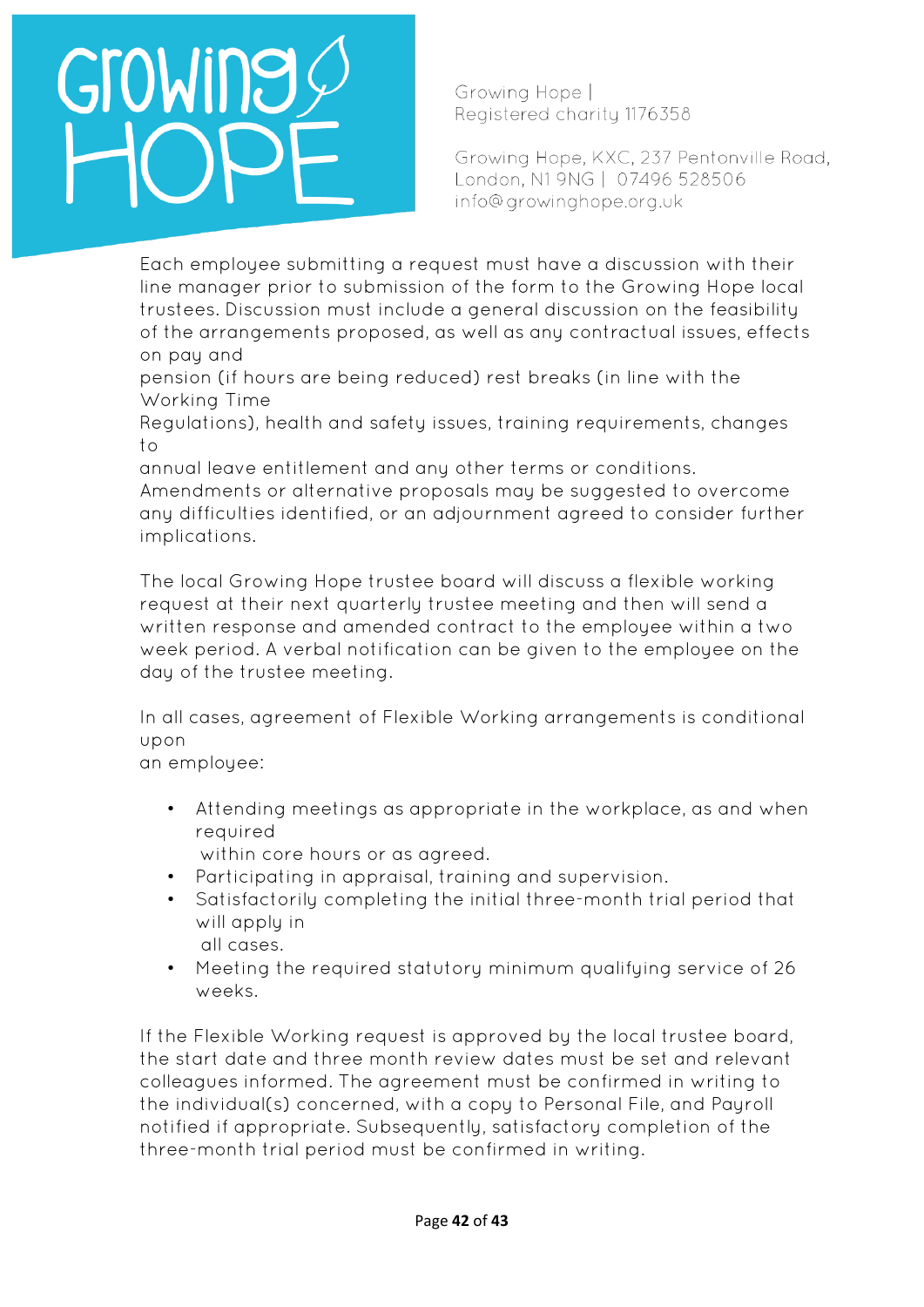Each employee submitting a request must have a discussion with their line manager prior to submission of the form to the Growing Hope local trustees. Discussion must include a general discussion on the feasibility of the arrangements proposed, as well as any contractual issues, effects on pay and pension (if hours are being reduced) rest breaks (in line with the Working Time Regulations), health and safety issues, training requirements, changes to annual leave entitlement and any other terms or conditions. Amendments or alternative proposals may be suggested to overcome any difficulties identified, or an adjournment agreed to consider further implications.

The local Growing Hope trustee board will discuss a flexible working request at their next quarterly trustee meeting and then will send a written response and amended contract to the employee within a two week period. A verbal notification can be given to the employee on the day of the trustee meeting.

In all cases, agreement of Flexible Working arrangements is conditional upon an employee:

- Attending meetings as appropriate in the workplace, as and when required within core hours or as agreed.
- Participating in appraisal, training and supervision.
- Satisfactorily completing the initial three-month trial period that will apply in all cases.
- Meeting the required statutory minimum qualifying service of 26 weeks.

If the Flexible Working request is approved by the local trustee board, the start date and three month review dates must be set and relevant colleagues informed. The agreement must be confirmed in writing to the individual(s) concerned, with a copy to Personal File, and Payroll notified if appropriate. Subsequently, satisfactory completion of the three-month trial period must be confirmed in writing.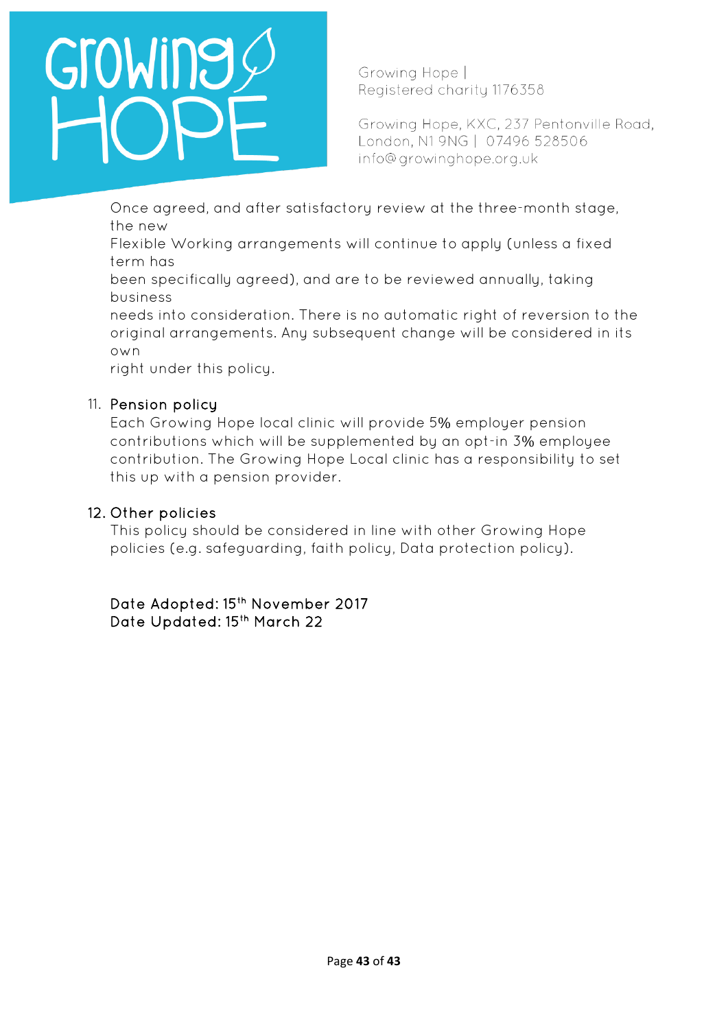Once agreed, and after satisfactory review at the three-month stage, the new Flexible Working arrangements will continue to apply (unless a fixed term has been specifically agreed), and are to be reviewed annually, taking business needs into consideration. There is no automatic right of reversion to the original arrangements. Any subsequent change will be considered in its own right under this policy.

11. **Pension policy**

    Each Growing Hope local clinic will provide 5% employer pension contributions which will be supplemented by an opt-in 3% employee contribution. The Growing Hope Local clinic has a responsibility to set this up with a pension provider.

12. **Other policies**

    This policy should be considered in line with other Growing Hope policies (e.g. safeguarding, faith policy, Data protection policy).

**Date Adopted: 15th November 2017**
**Date Updated: 15th March 22**